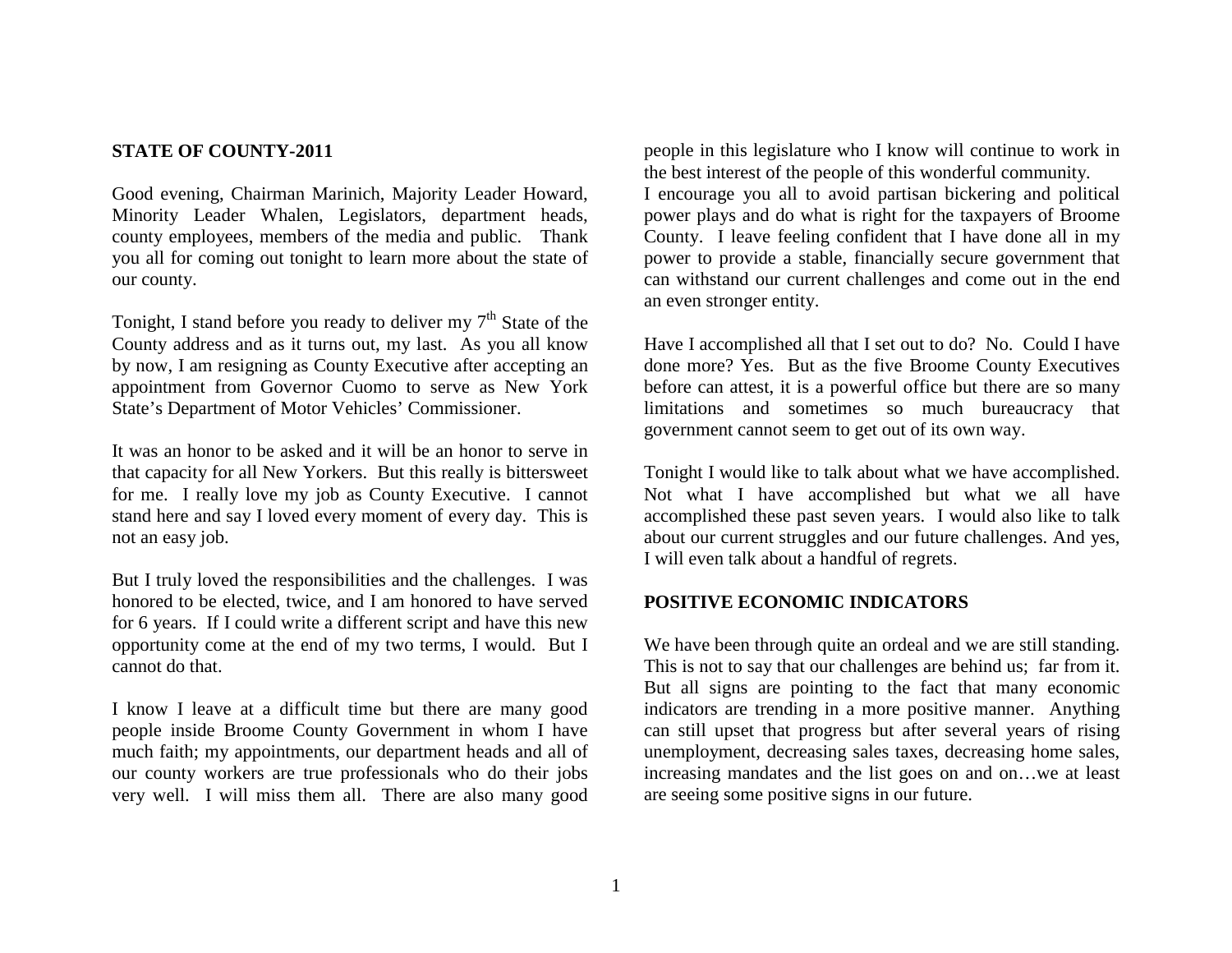## STATE OF COUNTY-2011

Good evening, Chairman Marinich, Majority Leader Howard, Minority Leader Whalen, Legislators, department heads, county employees, members of the media and public. Thank you all for coming out tonight to learn more about the state of our county.

Tonight, I stand before you ready to deliver my $7^{th}$ State of the County address and as it turns out, my last. As you all know by now, I am resigning as County Executive after accepting an appointment from Governor Cuomo to serve as New York State's Department of Motor Vehicles' Commissioner.

It was an honor to be asked and it will be an honor to serve in that capacity for all New Yorkers. But this really is bittersweet for me. I really love my job as County Executive. I cannot stand here and say I loved every moment of every day. This is not an easy job.

But I truly loved the responsibilities and the challenges. I was honored to be elected, twice, and I am honored to have served for 6 years. If I could write a different script and have this new opportunity come at the end of my two terms, I would. But I cannot do that.

I know I leave at a difficult time but there are many good people inside Broome County Government in whom I have much faith; my appointments, our department heads and all of our county workers are true professionals who do their jobs very well. I will miss them all. There are also many good people in this legislature who I know will continue to work in the best interest of the people of this wonderful community.

I encourage you all to avoid partisan bickering and political power plays and do what is right for the taxpayers of Broome County. I leave feeling confident that I have done all in my power to provide a stable, financially secure government that can withstand our current challenges and come out in the end an even stronger entity.

Have I accomplished all that I set out to do? No. Could I have done more? Yes. But as the five Broome County Executives before can attest, it is a powerful office but there are so many limitations and sometimes so much bureaucracy that government cannot seem to get out of its own way.

Tonight I would like to talk about what we have accomplished. Not what I have accomplished but what we all have accomplished these past seven years. I would also like to talk about our current struggles and our future challenges. And yes, I will even talk about a handful of regrets.

## POSITIVE ECONOMIC INDICATORS

We have been through quite an ordeal and we are still standing. This is not to say that our challenges are behind us; far from it. But all signs are pointing to the fact that many economic indicators are trending in a more positive manner. Anything can still upset that progress but after several years of rising unemployment, decreasing sales taxes, decreasing home sales, increasing mandates and the list goes on and on…we at least are seeing some positive signs in our future.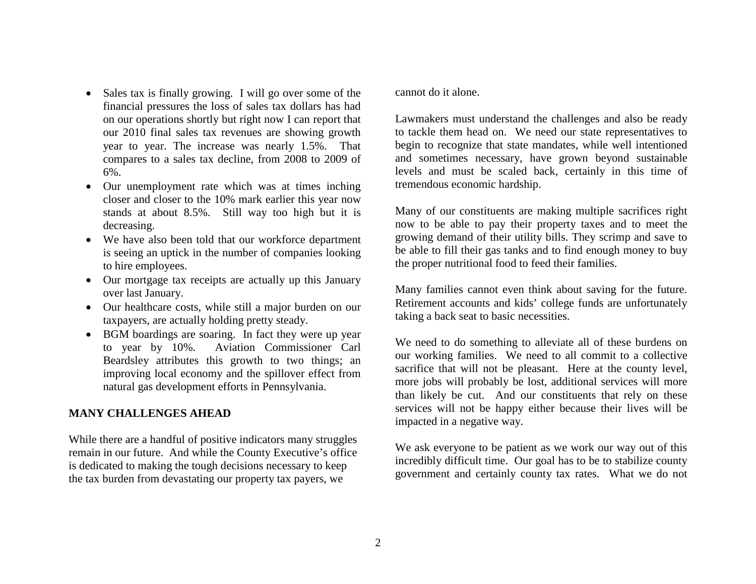- Sales tax is finally growing. I will go over some of the financial pressures the loss of sales tax dollars has had on our operations shortly but right now I can report that our 2010 final sales tax revenues are showing growth year to year. The increase was nearly 1.5%. That compares to a sales tax decline, from 2008 to 2009 of 6%.
- Our unemployment rate which was at times inching closer and closer to the 10% mark earlier this year now stands at about 8.5%. Still way too high but it is decreasing.
- We have also been told that our workforce department is seeing an uptick in the number of companies looking to hire employees.
- Our mortgage tax receipts are actually up this January over last January.
- Our healthcare costs, while still a major burden on our taxpayers, are actually holding pretty steady.
- BGM boardings are soaring. In fact they were up year to year by 10%. Aviation Commissioner Carl Beardsley attributes this growth to two things; an improving local economy and the spillover effect from natural gas development efforts in Pennsylvania.

**MANY CHALLENGES AHEAD**

While there are a handful of positive indicators many struggles remain in our future. And while the County Executive's office is dedicated to making the tough decisions necessary to keep the tax burden from devastating our property tax payers, we cannot do it alone.

Lawmakers must understand the challenges and also be ready to tackle them head on. We need our state representatives to begin to recognize that state mandates, while well intentioned and sometimes necessary, have grown beyond sustainable levels and must be scaled back, certainly in this time of tremendous economic hardship.

Many of our constituents are making multiple sacrifices right now to be able to pay their property taxes and to meet the growing demand of their utility bills. They scrimp and save to be able to fill their gas tanks and to find enough money to buy the proper nutritional food to feed their families.

Many families cannot even think about saving for the future. Retirement accounts and kids' college funds are unfortunately taking a back seat to basic necessities.

We need to do something to alleviate all of these burdens on our working families. We need to all commit to a collective sacrifice that will not be pleasant. Here at the county level, more jobs will probably be lost, additional services will more than likely be cut. And our constituents that rely on these services will not be happy either because their lives will be impacted in a negative way.

We ask everyone to be patient as we work our way out of this incredibly difficult time. Our goal has to be to stabilize county government and certainly county tax rates. What we do not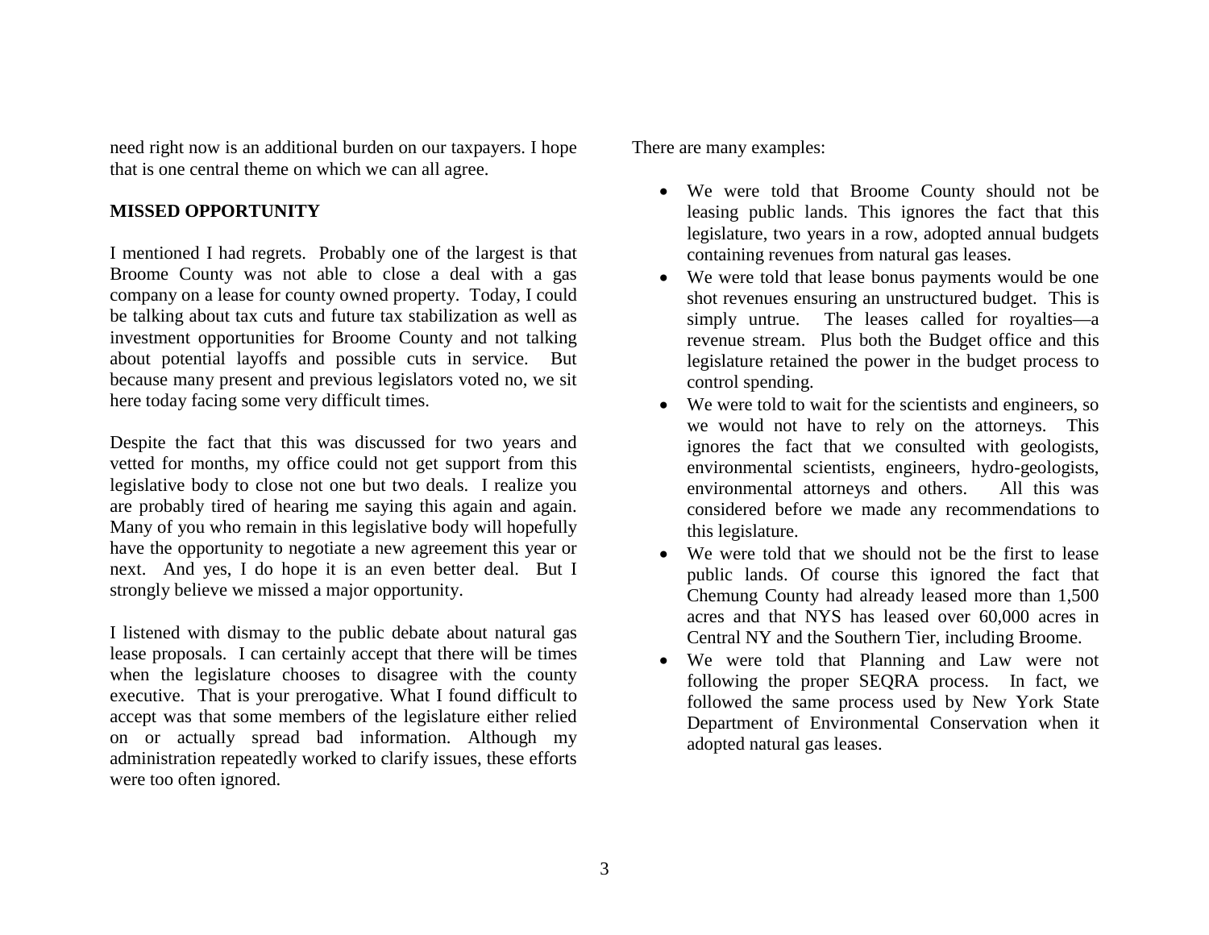need right now is an additional burden on our taxpayers. I hope that is one central theme on which we can all agree.

**MISSED OPPORTUNITY**

I mentioned I had regrets. Probably one of the largest is that Broome County was not able to close a deal with a gas company on a lease for county owned property. Today, I could be talking about tax cuts and future tax stabilization as well as investment opportunities for Broome County and not talking about potential layoffs and possible cuts in service. But because many present and previous legislators voted no, we sit here today facing some very difficult times.

Despite the fact that this was discussed for two years and vetted for months, my office could not get support from this legislative body to close not one but two deals. I realize you are probably tired of hearing me saying this again and again. Many of you who remain in this legislative body will hopefully have the opportunity to negotiate a new agreement this year or next. And yes, I do hope it is an even better deal. But I strongly believe we missed a major opportunity.

I listened with dismay to the public debate about natural gas lease proposals. I can certainly accept that there will be times when the legislature chooses to disagree with the county executive. That is your prerogative. What I found difficult to accept was that some members of the legislature either relied on or actually spread bad information. Although my administration repeatedly worked to clarify issues, these efforts were too often ignored.

There are many examples:

- We were told that Broome County should not be leasing public lands. This ignores the fact that this legislature, two years in a row, adopted annual budgets containing revenues from natural gas leases.
- We were told that lease bonus payments would be one shot revenues ensuring an unstructured budget. This is simply untrue. The leases called for royalties—a revenue stream. Plus both the Budget office and this legislature retained the power in the budget process to control spending.
- We were told to wait for the scientists and engineers, so we would not have to rely on the attorneys. This ignores the fact that we consulted with geologists, environmental scientists, engineers, hydro-geologists, environmental attorneys and others. All this was considered before we made any recommendations to this legislature.
- We were told that we should not be the first to lease public lands. Of course this ignored the fact that Chemung County had already leased more than 1,500 acres and that NYS has leased over 60,000 acres in Central NY and the Southern Tier, including Broome.
- We were told that Planning and Law were not following the proper SEQRA process. In fact, we followed the same process used by New York State Department of Environmental Conservation when it adopted natural gas leases.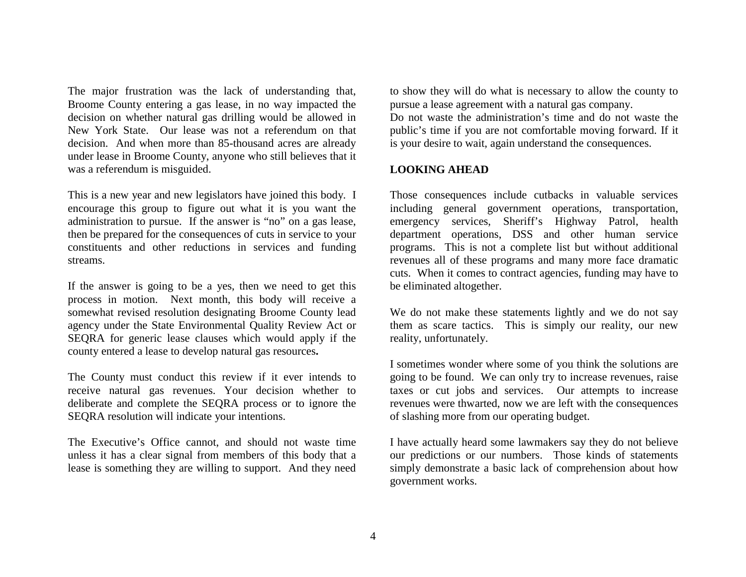The major frustration was the lack of understanding that, Broome County entering a gas lease, in no way impacted the decision on whether natural gas drilling would be allowed in New York State. Our lease was not a referendum on that decision. And when more than 85-thousand acres are already under lease in Broome County, anyone who still believes that it was a referendum is misguided.

This is a new year and new legislators have joined this body. I encourage this group to figure out what it is you want the administration to pursue. If the answer is "no" on a gas lease, then be prepared for the consequences of cuts in service to your constituents and other reductions in services and funding streams.

If the answer is going to be a yes, then we need to get this process in motion. Next month, this body will receive a somewhat revised resolution designating Broome County lead agency under the State Environmental Quality Review Act or SEQRA for generic lease clauses which would apply if the county entered a lease to develop natural gas resources**.**

The County must conduct this review if it ever intends to receive natural gas revenues. Your decision whether to deliberate and complete the SEQRA process or to ignore the SEQRA resolution will indicate your intentions.

The Executive's Office cannot, and should not waste time unless it has a clear signal from members of this body that a lease is something they are willing to support. And they need to show they will do what is necessary to allow the county to pursue a lease agreement with a natural gas company.

Do not waste the administration's time and do not waste the public's time if you are not comfortable moving forward. If it is your desire to wait, again understand the consequences.

**LOOKING AHEAD**

Those consequences include cutbacks in valuable services including general government operations, transportation, emergency services, Sheriff's Highway Patrol, health department operations, DSS and other human service programs. This is not a complete list but without additional revenues all of these programs and many more face dramatic cuts. When it comes to contract agencies, funding may have to be eliminated altogether.

We do not make these statements lightly and we do not say them as scare tactics. This is simply our reality, our new reality, unfortunately.

I sometimes wonder where some of you think the solutions are going to be found. We can only try to increase revenues, raise taxes or cut jobs and services. Our attempts to increase revenues were thwarted, now we are left with the consequences of slashing more from our operating budget.

I have actually heard some lawmakers say they do not believe our predictions or our numbers. Those kinds of statements simply demonstrate a basic lack of comprehension about how government works.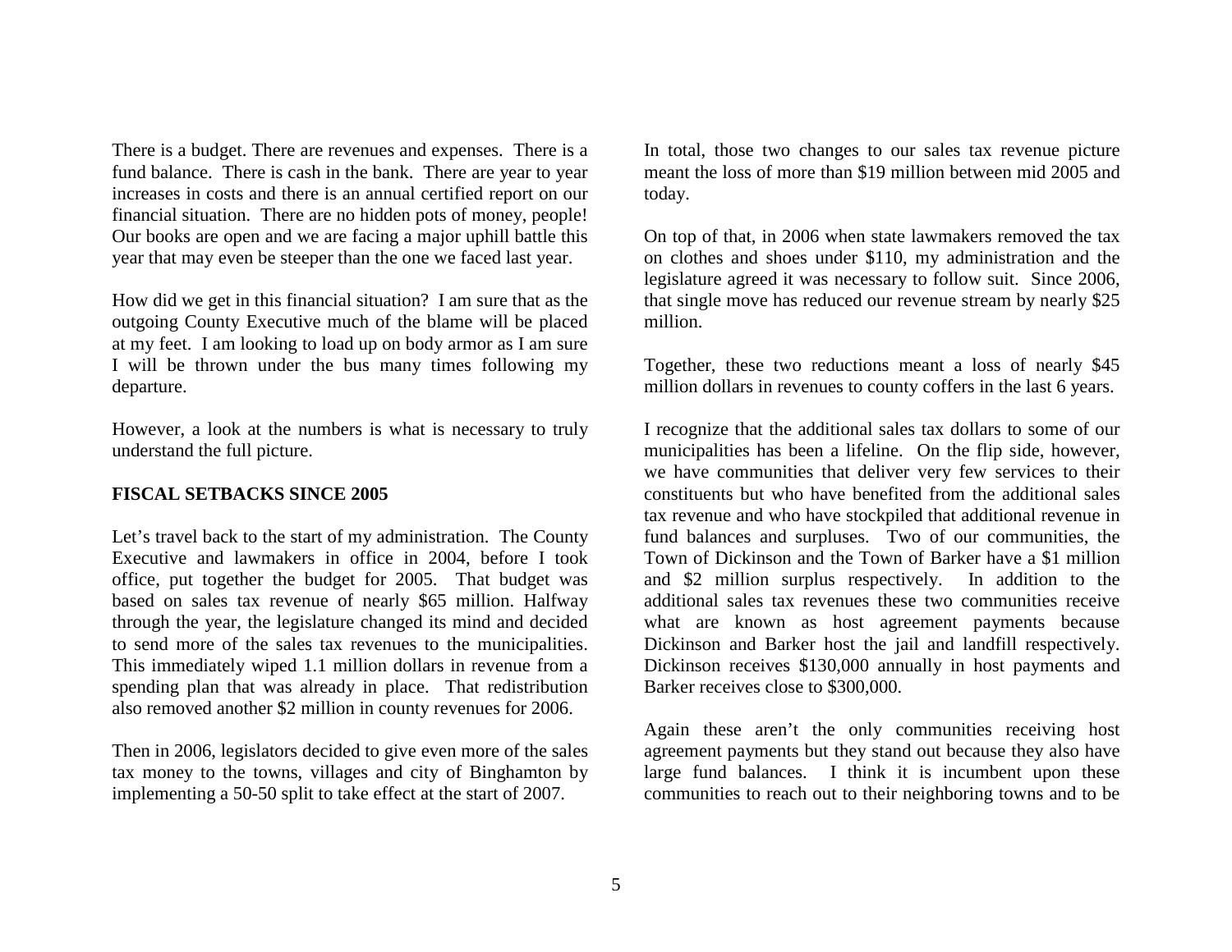There is a budget. There are revenues and expenses. There is a fund balance. There is cash in the bank. There are year to year increases in costs and there is an annual certified report on our financial situation. There are no hidden pots of money, people! Our books are open and we are facing a major uphill battle this year that may even be steeper than the one we faced last year.

How did we get in this financial situation? I am sure that as the outgoing County Executive much of the blame will be placed at my feet. I am looking to load up on body armor as I am sure I will be thrown under the bus many times following my departure.

However, a look at the numbers is what is necessary to truly understand the full picture.

**FISCAL SETBACKS SINCE 2005**

Let's travel back to the start of my administration. The County Executive and lawmakers in office in 2004, before I took office, put together the budget for 2005. That budget was based on sales tax revenue of nearly $65 million. Halfway through the year, the legislature changed its mind and decided to send more of the sales tax revenues to the municipalities. This immediately wiped 1.1 million dollars in revenue from a spending plan that was already in place. That redistribution also removed another $2 million in county revenues for 2006.

Then in 2006, legislators decided to give even more of the sales tax money to the towns, villages and city of Binghamton by implementing a 50-50 split to take effect at the start of 2007.

In total, those two changes to our sales tax revenue picture meant the loss of more than $19 million between mid 2005 and today.

On top of that, in 2006 when state lawmakers removed the tax on clothes and shoes under $110, my administration and the legislature agreed it was necessary to follow suit. Since 2006, that single move has reduced our revenue stream by nearly $25 million.

Together, these two reductions meant a loss of nearly $45 million dollars in revenues to county coffers in the last 6 years.

I recognize that the additional sales tax dollars to some of our municipalities has been a lifeline. On the flip side, however, we have communities that deliver very few services to their constituents but who have benefited from the additional sales tax revenue and who have stockpiled that additional revenue in fund balances and surpluses. Two of our communities, the Town of Dickinson and the Town of Barker have a $1 million and $2 million surplus respectively. In addition to the additional sales tax revenues these two communities receive what are known as host agreement payments because Dickinson and Barker host the jail and landfill respectively. Dickinson receives $130,000 annually in host payments and Barker receives close to $300,000.

Again these aren't the only communities receiving host agreement payments but they stand out because they also have large fund balances. I think it is incumbent upon these communities to reach out to their neighboring towns and to be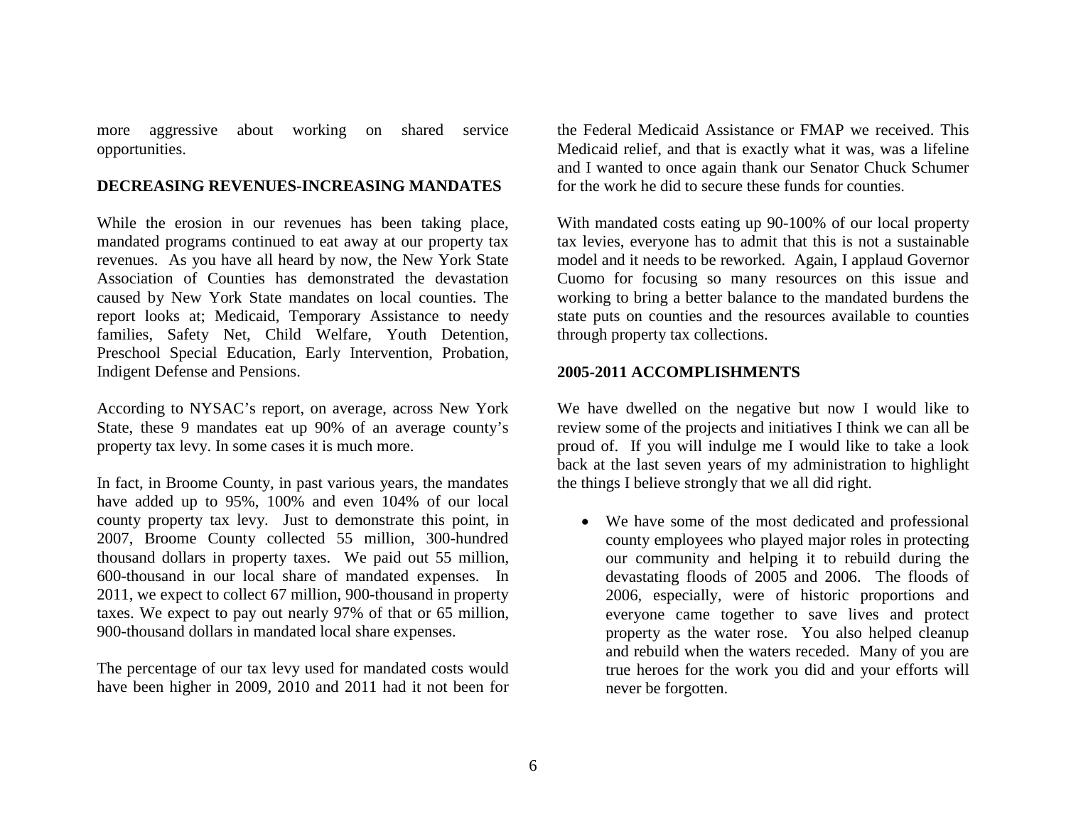more aggressive about working on shared service opportunities.

**DECREASING REVENUES-INCREASING MANDATES**

While the erosion in our revenues has been taking place, mandated programs continued to eat away at our property tax revenues. As you have all heard by now, the New York State Association of Counties has demonstrated the devastation caused by New York State mandates on local counties. The report looks at; Medicaid, Temporary Assistance to needy families, Safety Net, Child Welfare, Youth Detention, Preschool Special Education, Early Intervention, Probation, Indigent Defense and Pensions.

According to NYSAC's report, on average, across New York State, these 9 mandates eat up 90% of an average county's property tax levy. In some cases it is much more.

In fact, in Broome County, in past various years, the mandates have added up to 95%, 100% and even 104% of our local county property tax levy. Just to demonstrate this point, in 2007, Broome County collected 55 million, 300-hundred thousand dollars in property taxes. We paid out 55 million, 600-thousand in our local share of mandated expenses. In 2011, we expect to collect 67 million, 900-thousand in property taxes. We expect to pay out nearly 97% of that or 65 million, 900-thousand dollars in mandated local share expenses.

The percentage of our tax levy used for mandated costs would have been higher in 2009, 2010 and 2011 had it not been for the Federal Medicaid Assistance or FMAP we received. This Medicaid relief, and that is exactly what it was, was a lifeline and I wanted to once again thank our Senator Chuck Schumer for the work he did to secure these funds for counties.

With mandated costs eating up 90-100% of our local property tax levies, everyone has to admit that this is not a sustainable model and it needs to be reworked. Again, I applaud Governor Cuomo for focusing so many resources on this issue and working to bring a better balance to the mandated burdens the state puts on counties and the resources available to counties through property tax collections.

**2005-2011 ACCOMPLISHMENTS**

We have dwelled on the negative but now I would like to review some of the projects and initiatives I think we can all be proud of. If you will indulge me I would like to take a look back at the last seven years of my administration to highlight the things I believe strongly that we all did right.

- We have some of the most dedicated and professional county employees who played major roles in protecting our community and helping it to rebuild during the devastating floods of 2005 and 2006. The floods of 2006, especially, were of historic proportions and everyone came together to save lives and protect property as the water rose. You also helped cleanup and rebuild when the waters receded. Many of you are true heroes for the work you did and your efforts will never be forgotten.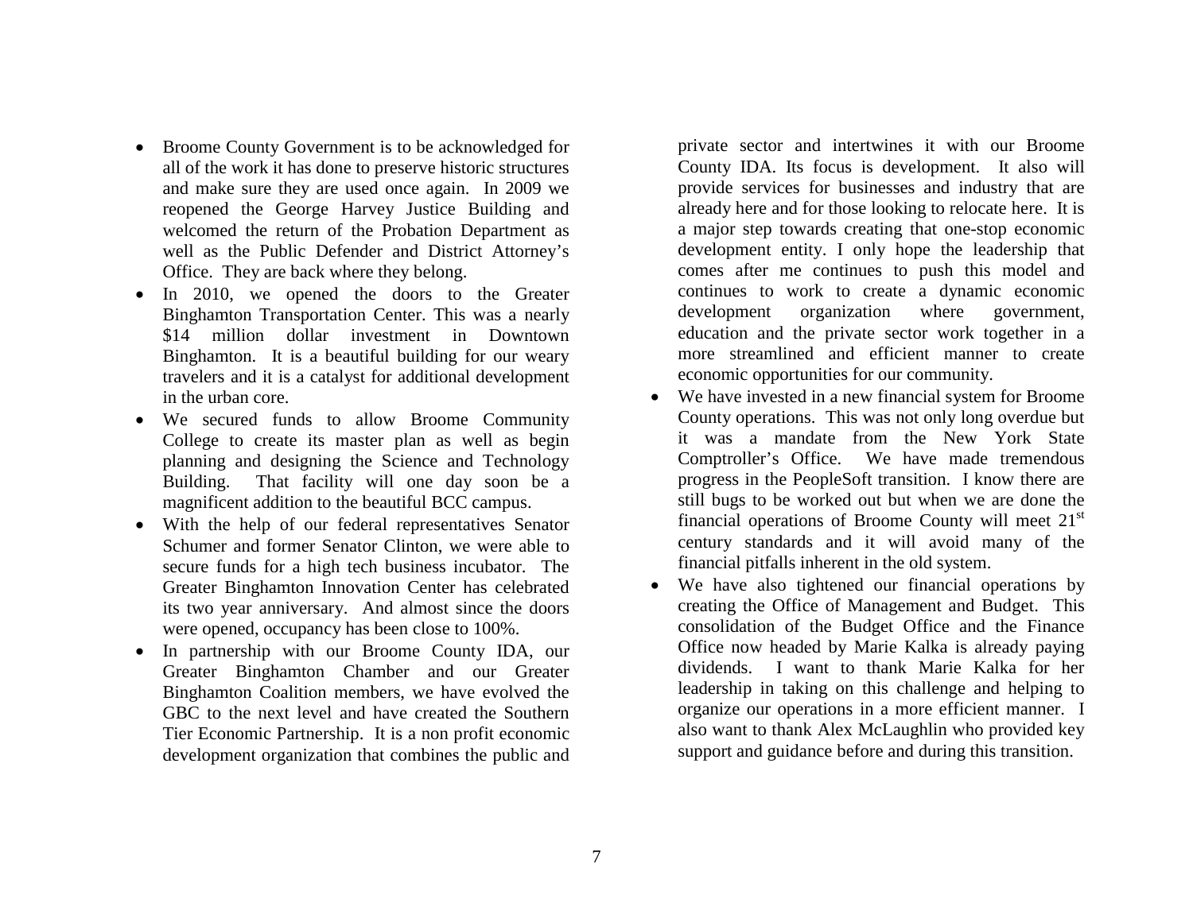- Broome County Government is to be acknowledged for all of the work it has done to preserve historic structures and make sure they are used once again. In 2009 we reopened the George Harvey Justice Building and welcomed the return of the Probation Department as well as the Public Defender and District Attorney's Office. They are back where they belong.
- In 2010, we opened the doors to the Greater Binghamton Transportation Center. This was a nearly $14 million dollar investment in Downtown Binghamton. It is a beautiful building for our weary travelers and it is a catalyst for additional development in the urban core.
- We secured funds to allow Broome Community College to create its master plan as well as begin planning and designing the Science and Technology Building. That facility will one day soon be a magnificent addition to the beautiful BCC campus.
- With the help of our federal representatives Senator Schumer and former Senator Clinton, we were able to secure funds for a high tech business incubator. The Greater Binghamton Innovation Center has celebrated its two year anniversary. And almost since the doors were opened, occupancy has been close to 100%.
- In partnership with our Broome County IDA, our Greater Binghamton Chamber and our Greater Binghamton Coalition members, we have evolved the GBC to the next level and have created the Southern Tier Economic Partnership. It is a non profit economic development organization that combines the public and private sector and intertwines it with our Broome County IDA. Its focus is development. It also will provide services for businesses and industry that are already here and for those looking to relocate here. It is a major step towards creating that one-stop economic development entity. I only hope the leadership that comes after me continues to push this model and continues to work to create a dynamic economic development organization where government, education and the private sector work together in a more streamlined and efficient manner to create economic opportunities for our community.
- We have invested in a new financial system for Broome County operations. This was not only long overdue but it was a mandate from the New York State Comptroller's Office. We have made tremendous progress in the PeopleSoft transition. I know there are still bugs to be worked out but when we are done the financial operations of Broome County will meet 21st century standards and it will avoid many of the financial pitfalls inherent in the old system.
- We have also tightened our financial operations by creating the Office of Management and Budget. This consolidation of the Budget Office and the Finance Office now headed by Marie Kalka is already paying dividends. I want to thank Marie Kalka for her leadership in taking on this challenge and helping to organize our operations in a more efficient manner. I also want to thank Alex McLaughlin who provided key support and guidance before and during this transition.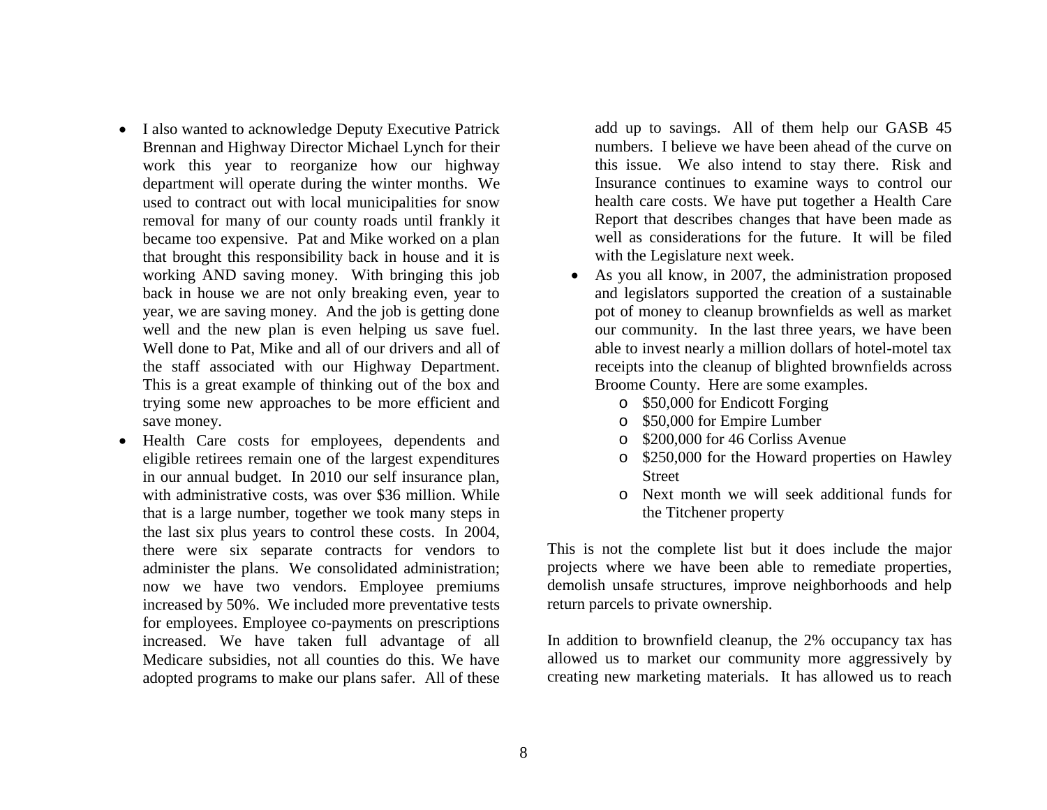- I also wanted to acknowledge Deputy Executive Patrick Brennan and Highway Director Michael Lynch for their work this year to reorganize how our highway department will operate during the winter months. We used to contract out with local municipalities for snow removal for many of our county roads until frankly it became too expensive. Pat and Mike worked on a plan that brought this responsibility back in house and it is working AND saving money. With bringing this job back in house we are not only breaking even, year to year, we are saving money. And the job is getting done well and the new plan is even helping us save fuel. Well done to Pat, Mike and all of our drivers and all of the staff associated with our Highway Department. This is a great example of thinking out of the box and trying some new approaches to be more efficient and save money.
- Health Care costs for employees, dependents and eligible retirees remain one of the largest expenditures in our annual budget. In 2010 our self insurance plan, with administrative costs, was over $36 million. While that is a large number, together we took many steps in the last six plus years to control these costs. In 2004, there were six separate contracts for vendors to administer the plans. We consolidated administration; now we have two vendors. Employee premiums increased by 50%. We included more preventative tests for employees. Employee co-payments on prescriptions increased. We have taken full advantage of all Medicare subsidies, not all counties do this. We have adopted programs to make our plans safer. All of these add up to savings. All of them help our GASB 45 numbers. I believe we have been ahead of the curve on this issue. We also intend to stay there. Risk and Insurance continues to examine ways to control our health care costs. We have put together a Health Care Report that describes changes that have been made as well as considerations for the future. It will be filed with the Legislature next week.
- As you all know, in 2007, the administration proposed and legislators supported the creation of a sustainable pot of money to cleanup brownfields as well as market our community. In the last three years, we have been able to invest nearly a million dollars of hotel-motel tax receipts into the cleanup of blighted brownfields across Broome County. Here are some examples.
  - $50,000 for Endicott Forging
  - $50,000 for Empire Lumber
  - $200,000 for 46 Corliss Avenue
  - $250,000 for the Howard properties on Hawley Street
  - Next month we will seek additional funds for the Titchener property

This is not the complete list but it does include the major projects where we have been able to remediate properties, demolish unsafe structures, improve neighborhoods and help return parcels to private ownership.

In addition to brownfield cleanup, the 2% occupancy tax has allowed us to market our community more aggressively by creating new marketing materials. It has allowed us to reach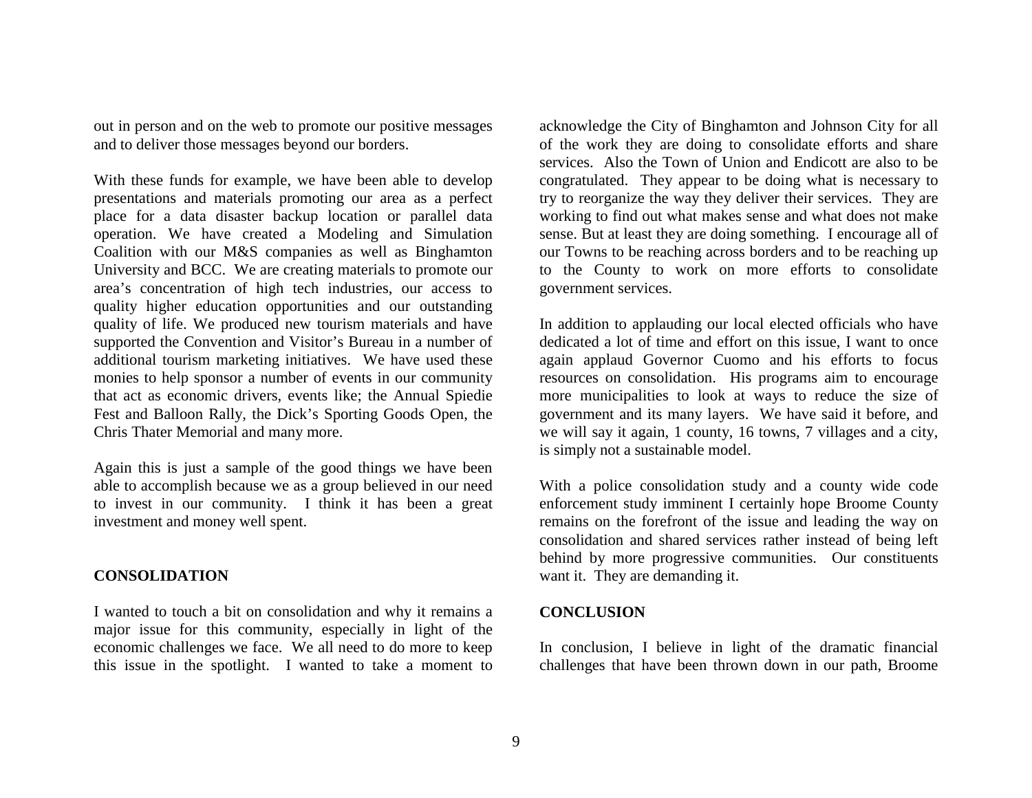out in person and on the web to promote our positive messages and to deliver those messages beyond our borders.

With these funds for example, we have been able to develop presentations and materials promoting our area as a perfect place for a data disaster backup location or parallel data operation. We have created a Modeling and Simulation Coalition with our M&S companies as well as Binghamton University and BCC. We are creating materials to promote our area's concentration of high tech industries, our access to quality higher education opportunities and our outstanding quality of life. We produced new tourism materials and have supported the Convention and Visitor's Bureau in a number of additional tourism marketing initiatives. We have used these monies to help sponsor a number of events in our community that act as economic drivers, events like; the Annual Spiedie Fest and Balloon Rally, the Dick's Sporting Goods Open, the Chris Thater Memorial and many more.

Again this is just a sample of the good things we have been able to accomplish because we as a group believed in our need to invest in our community. I think it has been a great investment and money well spent.

**CONSOLIDATION**

I wanted to touch a bit on consolidation and why it remains a major issue for this community, especially in light of the economic challenges we face. We all need to do more to keep this issue in the spotlight. I wanted to take a moment to acknowledge the City of Binghamton and Johnson City for all of the work they are doing to consolidate efforts and share services. Also the Town of Union and Endicott are also to be congratulated. They appear to be doing what is necessary to try to reorganize the way they deliver their services. They are working to find out what makes sense and what does not make sense. But at least they are doing something. I encourage all of our Towns to be reaching across borders and to be reaching up to the County to work on more efforts to consolidate government services.

In addition to applauding our local elected officials who have dedicated a lot of time and effort on this issue, I want to once again applaud Governor Cuomo and his efforts to focus resources on consolidation. His programs aim to encourage more municipalities to look at ways to reduce the size of government and its many layers. We have said it before, and we will say it again, 1 county, 16 towns, 7 villages and a city, is simply not a sustainable model.

With a police consolidation study and a county wide code enforcement study imminent I certainly hope Broome County remains on the forefront of the issue and leading the way on consolidation and shared services rather instead of being left behind by more progressive communities. Our constituents want it. They are demanding it.

**CONCLUSION**

In conclusion, I believe in light of the dramatic financial challenges that have been thrown down in our path, Broome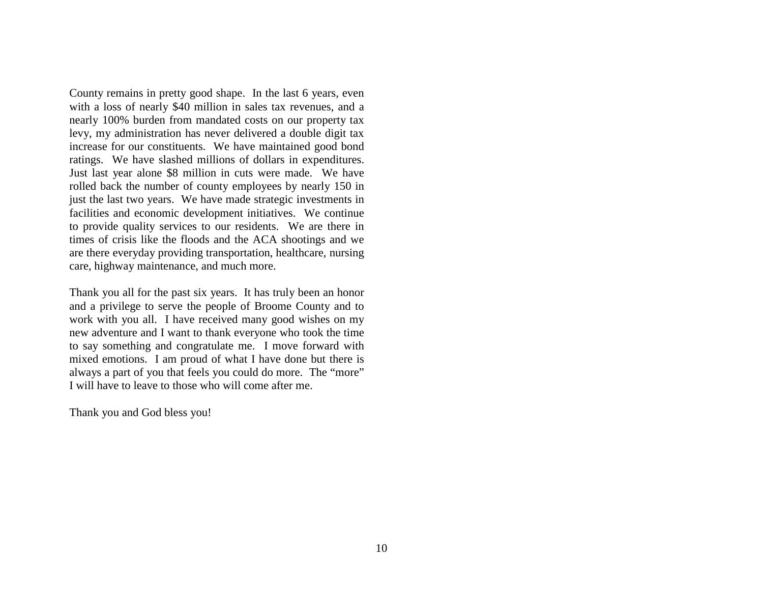County remains in pretty good shape. In the last 6 years, even with a loss of nearly $40 million in sales tax revenues, and a nearly 100% burden from mandated costs on our property tax levy, my administration has never delivered a double digit tax increase for our constituents. We have maintained good bond ratings. We have slashed millions of dollars in expenditures. Just last year alone $8 million in cuts were made. We have rolled back the number of county employees by nearly 150 in just the last two years. We have made strategic investments in facilities and economic development initiatives. We continue to provide quality services to our residents. We are there in times of crisis like the floods and the ACA shootings and we are there everyday providing transportation, healthcare, nursing care, highway maintenance, and much more.

Thank you all for the past six years. It has truly been an honor and a privilege to serve the people of Broome County and to work with you all. I have received many good wishes on my new adventure and I want to thank everyone who took the time to say something and congratulate me. I move forward with mixed emotions. I am proud of what I have done but there is always a part of you that feels you could do more. The "more" I will have to leave to those who will come after me.

Thank you and God bless you!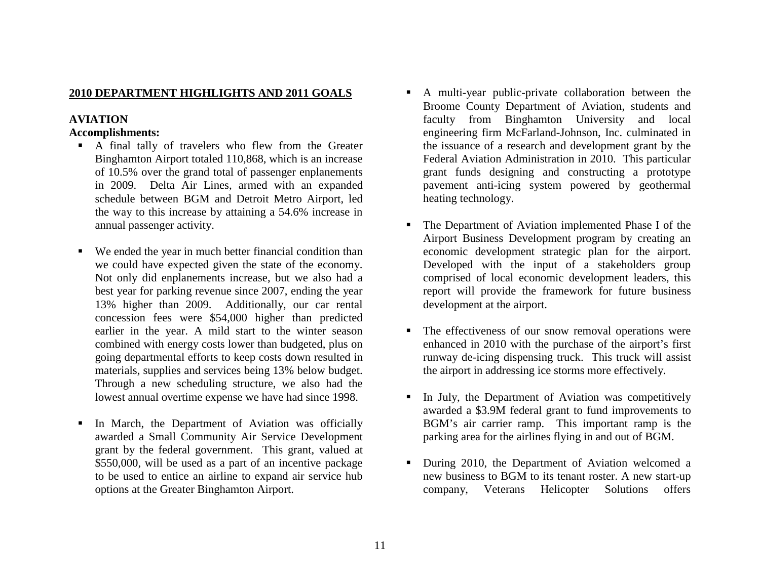## 2010 DEPARTMENT HIGHLIGHTS AND 2011 GOALS

### AVIATION

**Accomplishments:**

- A final tally of travelers who flew from the Greater Binghamton Airport totaled 110,868, which is an increase of 10.5% over the grand total of passenger enplanements in 2009. Delta Air Lines, armed with an expanded schedule between BGM and Detroit Metro Airport, led the way to this increase by attaining a 54.6% increase in annual passenger activity.

- We ended the year in much better financial condition than we could have expected given the state of the economy. Not only did enplanements increase, but we also had a best year for parking revenue since 2007, ending the year 13% higher than 2009. Additionally, our car rental concession fees were $54,000 higher than predicted earlier in the year. A mild start to the winter season combined with energy costs lower than budgeted, plus on going departmental efforts to keep costs down resulted in materials, supplies and services being 13% below budget. Through a new scheduling structure, we also had the lowest annual overtime expense we have had since 1998.

- In March, the Department of Aviation was officially awarded a Small Community Air Service Development grant by the federal government. This grant, valued at $550,000, will be used as a part of an incentive package to be used to entice an airline to expand air service hub options at the Greater Binghamton Airport.

- A multi-year public-private collaboration between the Broome County Department of Aviation, students and faculty from Binghamton University and local engineering firm McFarland-Johnson, Inc. culminated in the issuance of a research and development grant by the Federal Aviation Administration in 2010. This particular grant funds designing and constructing a prototype pavement anti-icing system powered by geothermal heating technology.

- The Department of Aviation implemented Phase I of the Airport Business Development program by creating an economic development strategic plan for the airport. Developed with the input of a stakeholders group comprised of local economic development leaders, this report will provide the framework for future business development at the airport.

- The effectiveness of our snow removal operations were enhanced in 2010 with the purchase of the airport's first runway de-icing dispensing truck. This truck will assist the airport in addressing ice storms more effectively.

- In July, the Department of Aviation was competitively awarded a $3.9M federal grant to fund improvements to BGM's air carrier ramp. This important ramp is the parking area for the airlines flying in and out of BGM.

- During 2010, the Department of Aviation welcomed a new business to BGM to its tenant roster. A new start-up company, Veterans Helicopter Solutions offers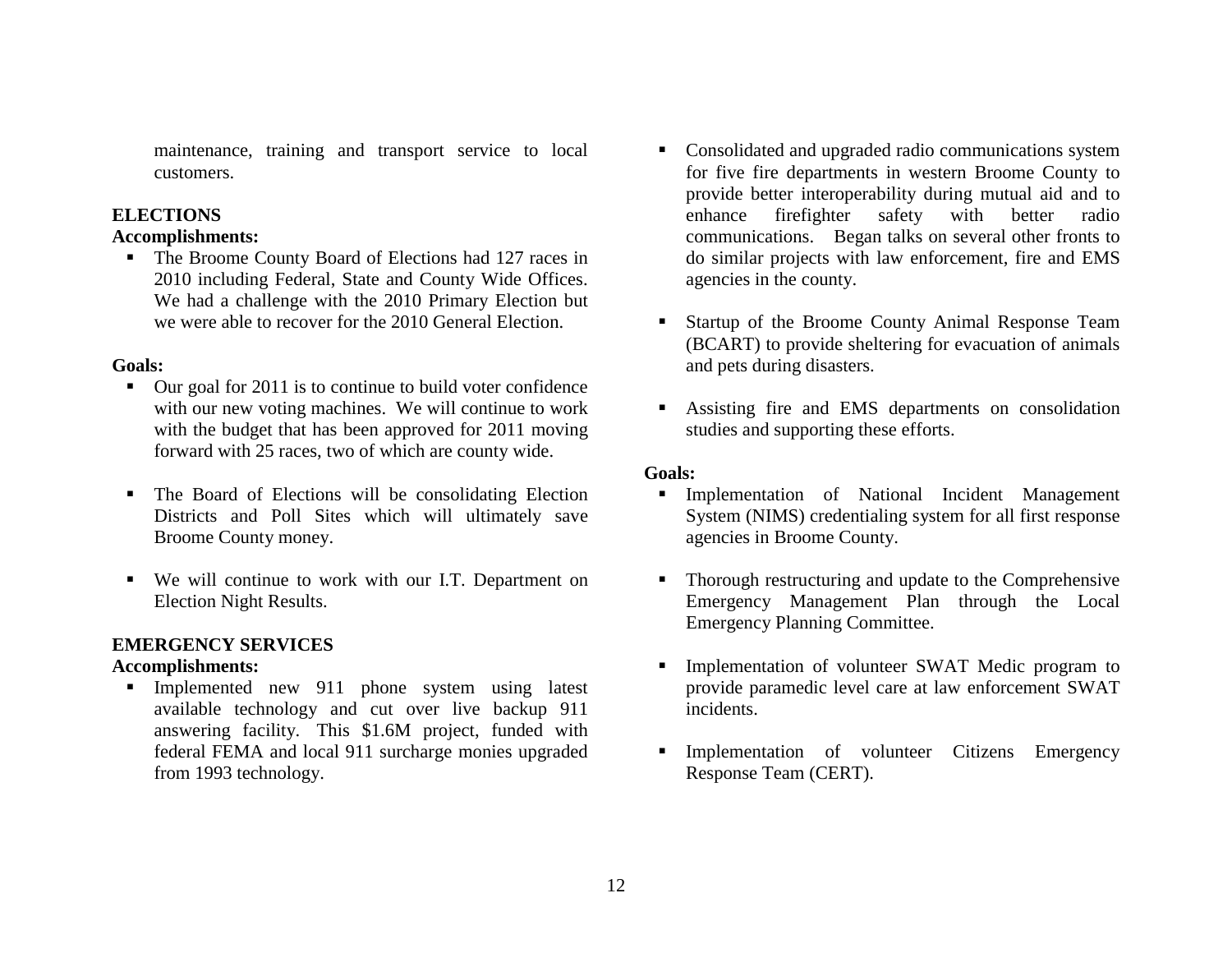maintenance, training and transport service to local customers.

## ELECTIONS

**Accomplishments:**

- The Broome County Board of Elections had 127 races in 2010 including Federal, State and County Wide Offices. We had a challenge with the 2010 Primary Election but we were able to recover for the 2010 General Election.

**Goals:**

- Our goal for 2011 is to continue to build voter confidence with our new voting machines. We will continue to work with the budget that has been approved for 2011 moving forward with 25 races, two of which are county wide.
- The Board of Elections will be consolidating Election Districts and Poll Sites which will ultimately save Broome County money.
- We will continue to work with our I.T. Department on Election Night Results.

## EMERGENCY SERVICES

**Accomplishments:**

- Implemented new 911 phone system using latest available technology and cut over live backup 911 answering facility. This $1.6M project, funded with federal FEMA and local 911 surcharge monies upgraded from 1993 technology.
- Consolidated and upgraded radio communications system for five fire departments in western Broome County to provide better interoperability during mutual aid and to enhance firefighter safety with better radio communications. Began talks on several other fronts to do similar projects with law enforcement, fire and EMS agencies in the county.
- Startup of the Broome County Animal Response Team (BCART) to provide sheltering for evacuation of animals and pets during disasters.
- Assisting fire and EMS departments on consolidation studies and supporting these efforts.

**Goals:**

- Implementation of National Incident Management System (NIMS) credentialing system for all first response agencies in Broome County.
- Thorough restructuring and update to the Comprehensive Emergency Management Plan through the Local Emergency Planning Committee.
- Implementation of volunteer SWAT Medic program to provide paramedic level care at law enforcement SWAT incidents.
- Implementation of volunteer Citizens Emergency Response Team (CERT).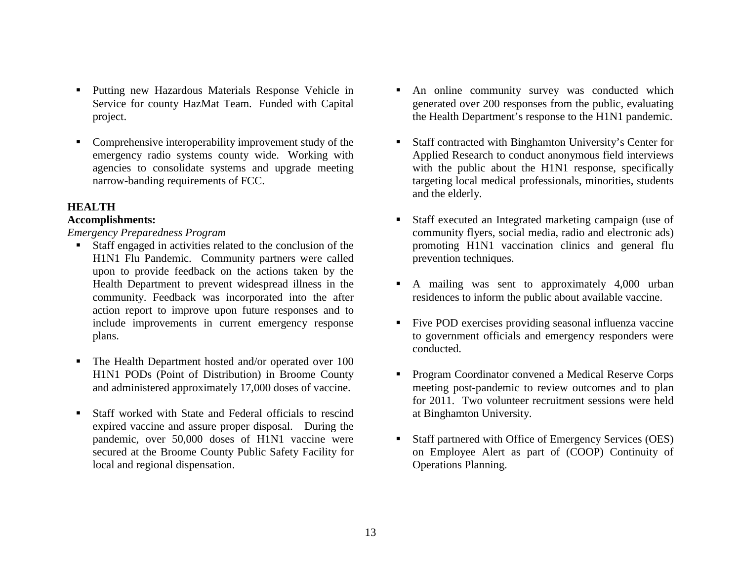- Putting new Hazardous Materials Response Vehicle in Service for county HazMat Team. Funded with Capital project.

- Comprehensive interoperability improvement study of the emergency radio systems county wide. Working with agencies to consolidate systems and upgrade meeting narrow-banding requirements of FCC.

**HEALTH**

**Accomplishments:**

*Emergency Preparedness Program*

- Staff engaged in activities related to the conclusion of the H1N1 Flu Pandemic. Community partners were called upon to provide feedback on the actions taken by the Health Department to prevent widespread illness in the community. Feedback was incorporated into the after action report to improve upon future responses and to include improvements in current emergency response plans.

- The Health Department hosted and/or operated over 100 H1N1 PODs (Point of Distribution) in Broome County and administered approximately 17,000 doses of vaccine.

- Staff worked with State and Federal officials to rescind expired vaccine and assure proper disposal. During the pandemic, over 50,000 doses of H1N1 vaccine were secured at the Broome County Public Safety Facility for local and regional dispensation.

- An online community survey was conducted which generated over 200 responses from the public, evaluating the Health Department's response to the H1N1 pandemic.

- Staff contracted with Binghamton University's Center for Applied Research to conduct anonymous field interviews with the public about the H1N1 response, specifically targeting local medical professionals, minorities, students and the elderly.

- Staff executed an Integrated marketing campaign (use of community flyers, social media, radio and electronic ads) promoting H1N1 vaccination clinics and general flu prevention techniques.

- A mailing was sent to approximately 4,000 urban residences to inform the public about available vaccine.

- Five POD exercises providing seasonal influenza vaccine to government officials and emergency responders were conducted.

- Program Coordinator convened a Medical Reserve Corps meeting post-pandemic to review outcomes and to plan for 2011. Two volunteer recruitment sessions were held at Binghamton University.

- Staff partnered with Office of Emergency Services (OES) on Employee Alert as part of (COOP) Continuity of Operations Planning.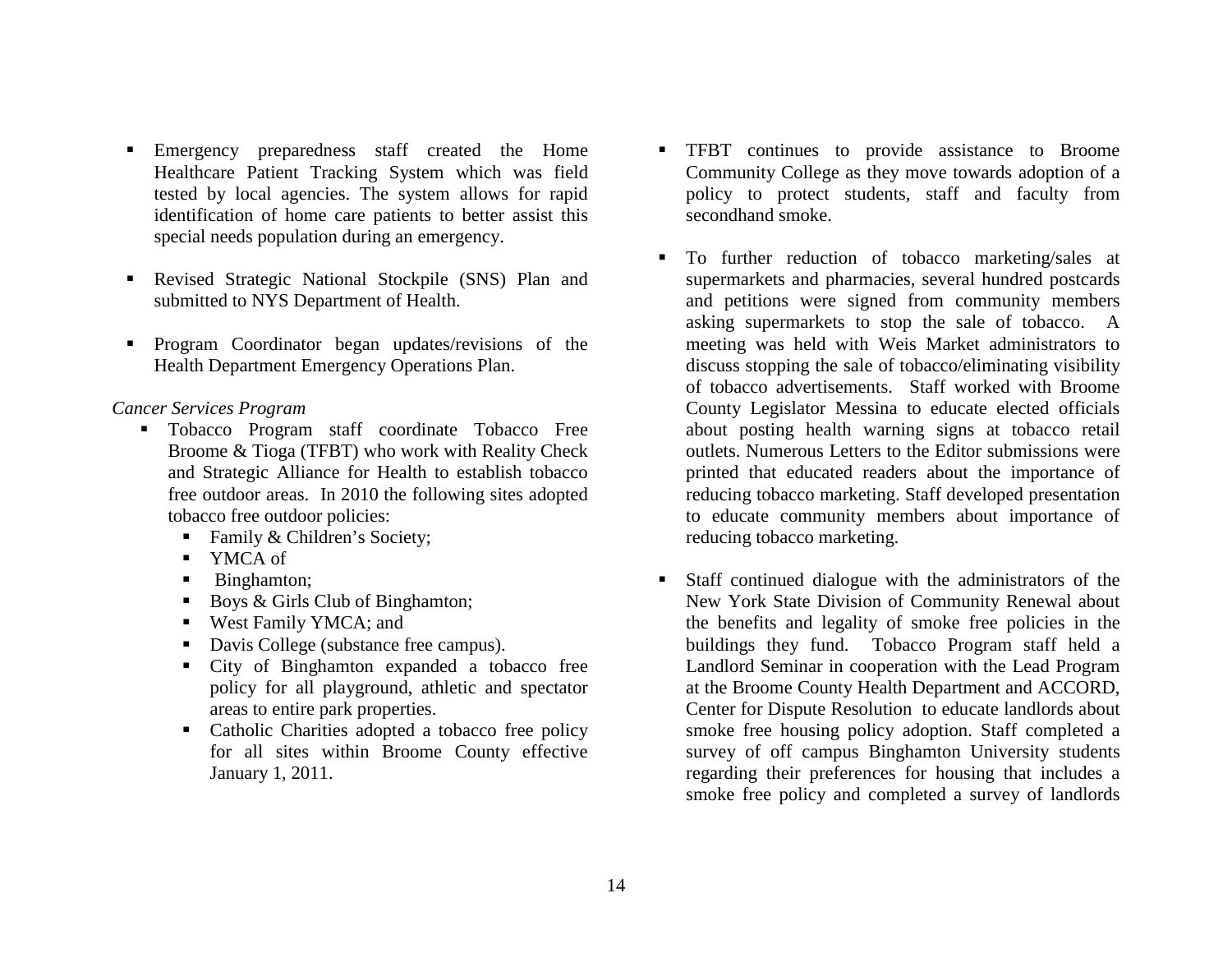- Emergency preparedness staff created the Home Healthcare Patient Tracking System which was field tested by local agencies. The system allows for rapid identification of home care patients to better assist this special needs population during an emergency.
- Revised Strategic National Stockpile (SNS) Plan and submitted to NYS Department of Health.
- Program Coordinator began updates/revisions of the Health Department Emergency Operations Plan.

*Cancer Services Program*

- Tobacco Program staff coordinate Tobacco Free Broome & Tioga (TFBT) who work with Reality Check and Strategic Alliance for Health to establish tobacco free outdoor areas. In 2010 the following sites adopted tobacco free outdoor policies:
  - Family & Children's Society;
  - YMCA of
  - Binghamton;
  - Boys & Girls Club of Binghamton;
  - West Family YMCA; and
  - Davis College (substance free campus).
  - City of Binghamton expanded a tobacco free policy for all playground, athletic and spectator areas to entire park properties.
  - Catholic Charities adopted a tobacco free policy for all sites within Broome County effective January 1, 2011.
- TFBT continues to provide assistance to Broome Community College as they move towards adoption of a policy to protect students, staff and faculty from secondhand smoke.
- To further reduction of tobacco marketing/sales at supermarkets and pharmacies, several hundred postcards and petitions were signed from community members asking supermarkets to stop the sale of tobacco. A meeting was held with Weis Market administrators to discuss stopping the sale of tobacco/eliminating visibility of tobacco advertisements. Staff worked with Broome County Legislator Messina to educate elected officials about posting health warning signs at tobacco retail outlets. Numerous Letters to the Editor submissions were printed that educated readers about the importance of reducing tobacco marketing. Staff developed presentation to educate community members about importance of reducing tobacco marketing.
- Staff continued dialogue with the administrators of the New York State Division of Community Renewal about the benefits and legality of smoke free policies in the buildings they fund. Tobacco Program staff held a Landlord Seminar in cooperation with the Lead Program at the Broome County Health Department and ACCORD, Center for Dispute Resolution to educate landlords about smoke free housing policy adoption. Staff completed a survey of off campus Binghamton University students regarding their preferences for housing that includes a smoke free policy and completed a survey of landlords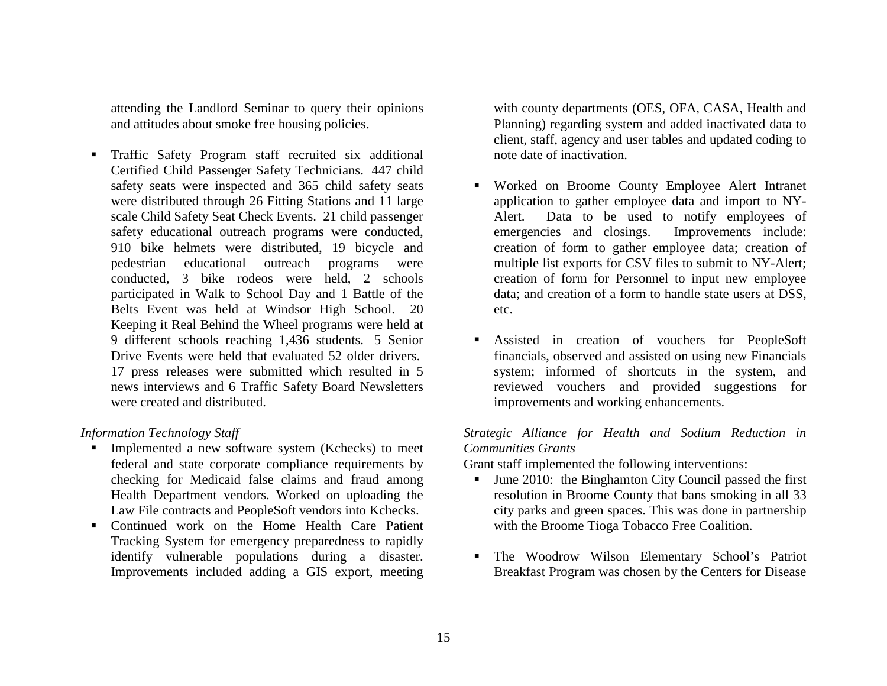attending the Landlord Seminar to query their opinions and attitudes about smoke free housing policies.

- Traffic Safety Program staff recruited six additional Certified Child Passenger Safety Technicians. 447 child safety seats were inspected and 365 child safety seats were distributed through 26 Fitting Stations and 11 large scale Child Safety Seat Check Events. 21 child passenger safety educational outreach programs were conducted, 910 bike helmets were distributed, 19 bicycle and pedestrian educational outreach programs were conducted, 3 bike rodeos were held, 2 schools participated in Walk to School Day and 1 Battle of the Belts Event was held at Windsor High School. 20 Keeping it Real Behind the Wheel programs were held at 9 different schools reaching 1,436 students. 5 Senior Drive Events were held that evaluated 52 older drivers. 17 press releases were submitted which resulted in 5 news interviews and 6 Traffic Safety Board Newsletters were created and distributed.

*Information Technology Staff*

- Implemented a new software system (Kchecks) to meet federal and state corporate compliance requirements by checking for Medicaid false claims and fraud among Health Department vendors. Worked on uploading the Law File contracts and PeopleSoft vendors into Kchecks.
- Continued work on the Home Health Care Patient Tracking System for emergency preparedness to rapidly identify vulnerable populations during a disaster. Improvements included adding a GIS export, meeting with county departments (OES, OFA, CASA, Health and Planning) regarding system and added inactivated data to client, staff, agency and user tables and updated coding to note date of inactivation.

- Worked on Broome County Employee Alert Intranet application to gather employee data and import to NY-Alert. Data to be used to notify employees of emergencies and closings. Improvements include: creation of form to gather employee data; creation of multiple list exports for CSV files to submit to NY-Alert; creation of form for Personnel to input new employee data; and creation of a form to handle state users at DSS, etc.

- Assisted in creation of vouchers for PeopleSoft financials, observed and assisted on using new Financials system; informed of shortcuts in the system, and reviewed vouchers and provided suggestions for improvements and working enhancements.

*Strategic Alliance for Health and Sodium Reduction in Communities Grants*

Grant staff implemented the following interventions:

- June 2010: the Binghamton City Council passed the first resolution in Broome County that bans smoking in all 33 city parks and green spaces. This was done in partnership with the Broome Tioga Tobacco Free Coalition.

- The Woodrow Wilson Elementary School's Patriot Breakfast Program was chosen by the Centers for Disease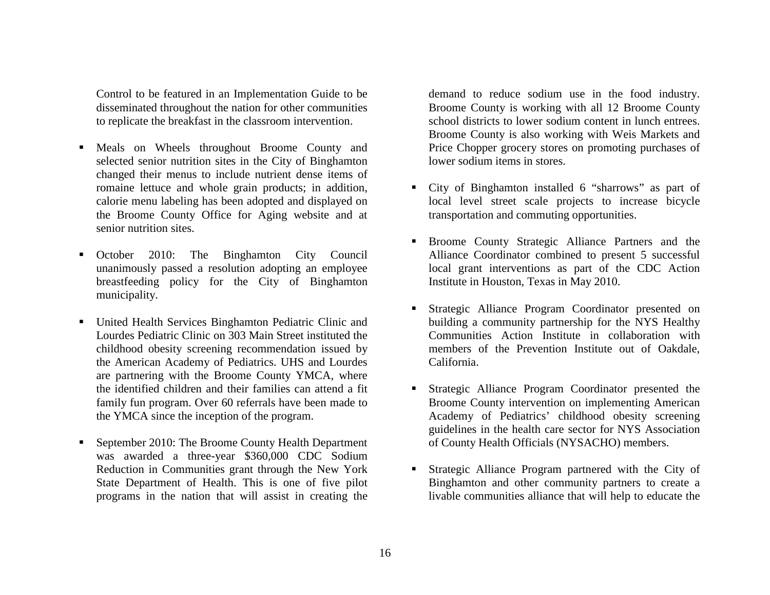Control to be featured in an Implementation Guide to be disseminated throughout the nation for other communities to replicate the breakfast in the classroom intervention.

- Meals on Wheels throughout Broome County and selected senior nutrition sites in the City of Binghamton changed their menus to include nutrient dense items of romaine lettuce and whole grain products; in addition, calorie menu labeling has been adopted and displayed on the Broome County Office for Aging website and at senior nutrition sites.

- October 2010: The Binghamton City Council unanimously passed a resolution adopting an employee breastfeeding policy for the City of Binghamton municipality.

- United Health Services Binghamton Pediatric Clinic and Lourdes Pediatric Clinic on 303 Main Street instituted the childhood obesity screening recommendation issued by the American Academy of Pediatrics. UHS and Lourdes are partnering with the Broome County YMCA, where the identified children and their families can attend a fit family fun program. Over 60 referrals have been made to the YMCA since the inception of the program.

- September 2010: The Broome County Health Department was awarded a three-year $360,000 CDC Sodium Reduction in Communities grant through the New York State Department of Health. This is one of five pilot programs in the nation that will assist in creating the demand to reduce sodium use in the food industry. Broome County is working with all 12 Broome County school districts to lower sodium content in lunch entrees. Broome County is also working with Weis Markets and Price Chopper grocery stores on promoting purchases of lower sodium items in stores.

- City of Binghamton installed 6 "sharrows" as part of local level street scale projects to increase bicycle transportation and commuting opportunities.

- Broome County Strategic Alliance Partners and the Alliance Coordinator combined to present 5 successful local grant interventions as part of the CDC Action Institute in Houston, Texas in May 2010.

- Strategic Alliance Program Coordinator presented on building a community partnership for the NYS Healthy Communities Action Institute in collaboration with members of the Prevention Institute out of Oakdale, California.

- Strategic Alliance Program Coordinator presented the Broome County intervention on implementing American Academy of Pediatrics' childhood obesity screening guidelines in the health care sector for NYS Association of County Health Officials (NYSACHO) members.

- Strategic Alliance Program partnered with the City of Binghamton and other community partners to create a livable communities alliance that will help to educate the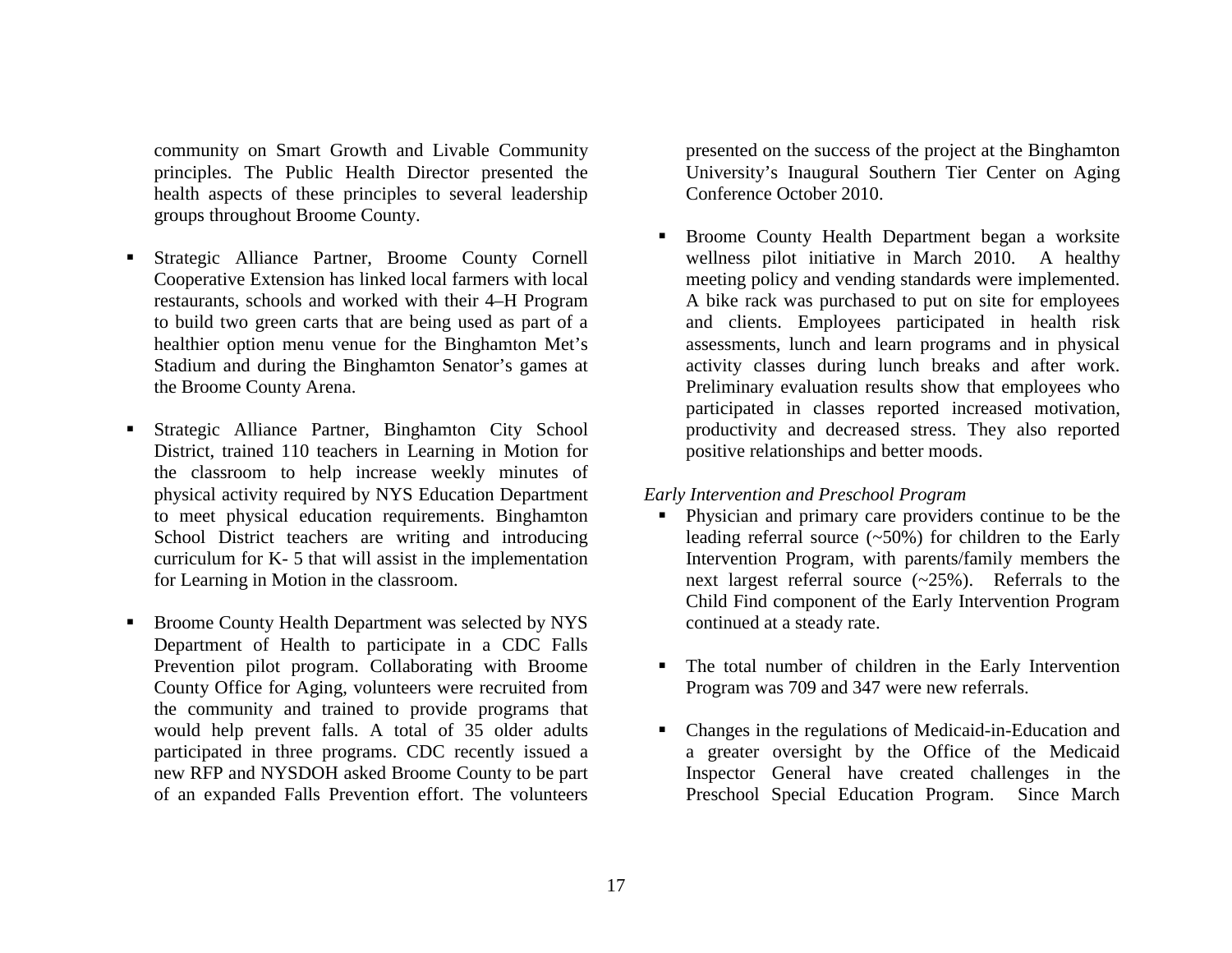community on Smart Growth and Livable Community principles. The Public Health Director presented the health aspects of these principles to several leadership groups throughout Broome County.

- Strategic Alliance Partner, Broome County Cornell Cooperative Extension has linked local farmers with local restaurants, schools and worked with their 4–H Program to build two green carts that are being used as part of a healthier option menu venue for the Binghamton Met's Stadium and during the Binghamton Senator's games at the Broome County Arena.

- Strategic Alliance Partner, Binghamton City School District, trained 110 teachers in Learning in Motion for the classroom to help increase weekly minutes of physical activity required by NYS Education Department to meet physical education requirements. Binghamton School District teachers are writing and introducing curriculum for K- 5 that will assist in the implementation for Learning in Motion in the classroom.

- Broome County Health Department was selected by NYS Department of Health to participate in a CDC Falls Prevention pilot program. Collaborating with Broome County Office for Aging, volunteers were recruited from the community and trained to provide programs that would help prevent falls. A total of 35 older adults participated in three programs. CDC recently issued a new RFP and NYSDOH asked Broome County to be part of an expanded Falls Prevention effort. The volunteers presented on the success of the project at the Binghamton University's Inaugural Southern Tier Center on Aging Conference October 2010.

- Broome County Health Department began a worksite wellness pilot initiative in March 2010. A healthy meeting policy and vending standards were implemented. A bike rack was purchased to put on site for employees and clients. Employees participated in health risk assessments, lunch and learn programs and in physical activity classes during lunch breaks and after work. Preliminary evaluation results show that employees who participated in classes reported increased motivation, productivity and decreased stress. They also reported positive relationships and better moods.

*Early Intervention and Preschool Program*

- Physician and primary care providers continue to be the leading referral source (~50%) for children to the Early Intervention Program, with parents/family members the next largest referral source (~25%). Referrals to the Child Find component of the Early Intervention Program continued at a steady rate.

- The total number of children in the Early Intervention Program was 709 and 347 were new referrals.

- Changes in the regulations of Medicaid-in-Education and a greater oversight by the Office of the Medicaid Inspector General have created challenges in the Preschool Special Education Program. Since March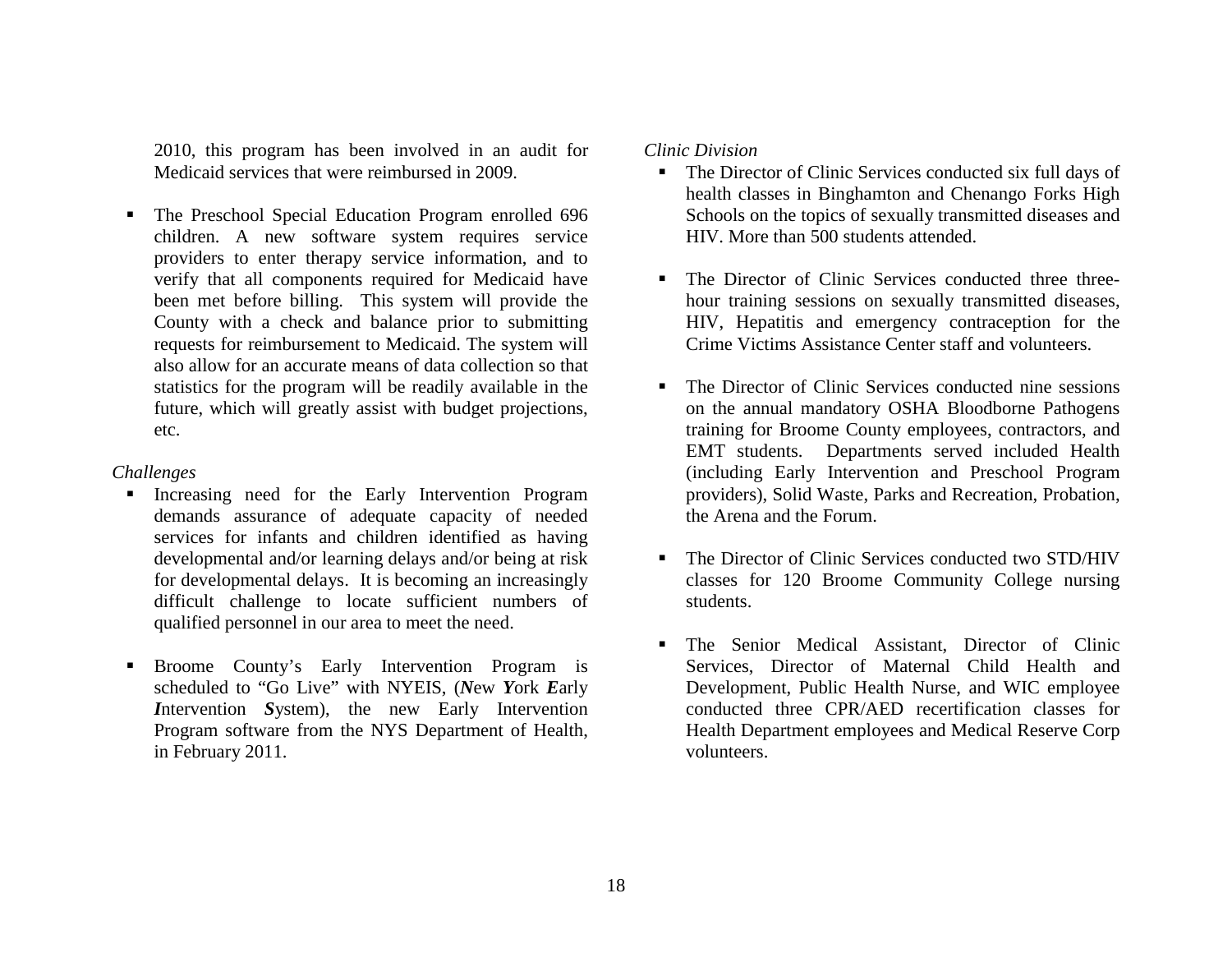2010, this program has been involved in an audit for Medicaid services that were reimbursed in 2009.

- The Preschool Special Education Program enrolled 696 children. A new software system requires service providers to enter therapy service information, and to verify that all components required for Medicaid have been met before billing. This system will provide the County with a check and balance prior to submitting requests for reimbursement to Medicaid. The system will also allow for an accurate means of data collection so that statistics for the program will be readily available in the future, which will greatly assist with budget projections, etc.

*Challenges*

- Increasing need for the Early Intervention Program demands assurance of adequate capacity of needed services for infants and children identified as having developmental and/or learning delays and/or being at risk for developmental delays. It is becoming an increasingly difficult challenge to locate sufficient numbers of qualified personnel in our area to meet the need.

- Broome County's Early Intervention Program is scheduled to "Go Live" with NYEIS, (***N***ew ***Y***ork ***E***arly ***I***ntervention ***S***ystem), the new Early Intervention Program software from the NYS Department of Health, in February 2011.

*Clinic Division*

- The Director of Clinic Services conducted six full days of health classes in Binghamton and Chenango Forks High Schools on the topics of sexually transmitted diseases and HIV. More than 500 students attended.

- The Director of Clinic Services conducted three three-hour training sessions on sexually transmitted diseases, HIV, Hepatitis and emergency contraception for the Crime Victims Assistance Center staff and volunteers.

- The Director of Clinic Services conducted nine sessions on the annual mandatory OSHA Bloodborne Pathogens training for Broome County employees, contractors, and EMT students. Departments served included Health (including Early Intervention and Preschool Program providers), Solid Waste, Parks and Recreation, Probation, the Arena and the Forum.

- The Director of Clinic Services conducted two STD/HIV classes for 120 Broome Community College nursing students.

- The Senior Medical Assistant, Director of Clinic Services, Director of Maternal Child Health and Development, Public Health Nurse, and WIC employee conducted three CPR/AED recertification classes for Health Department employees and Medical Reserve Corp volunteers.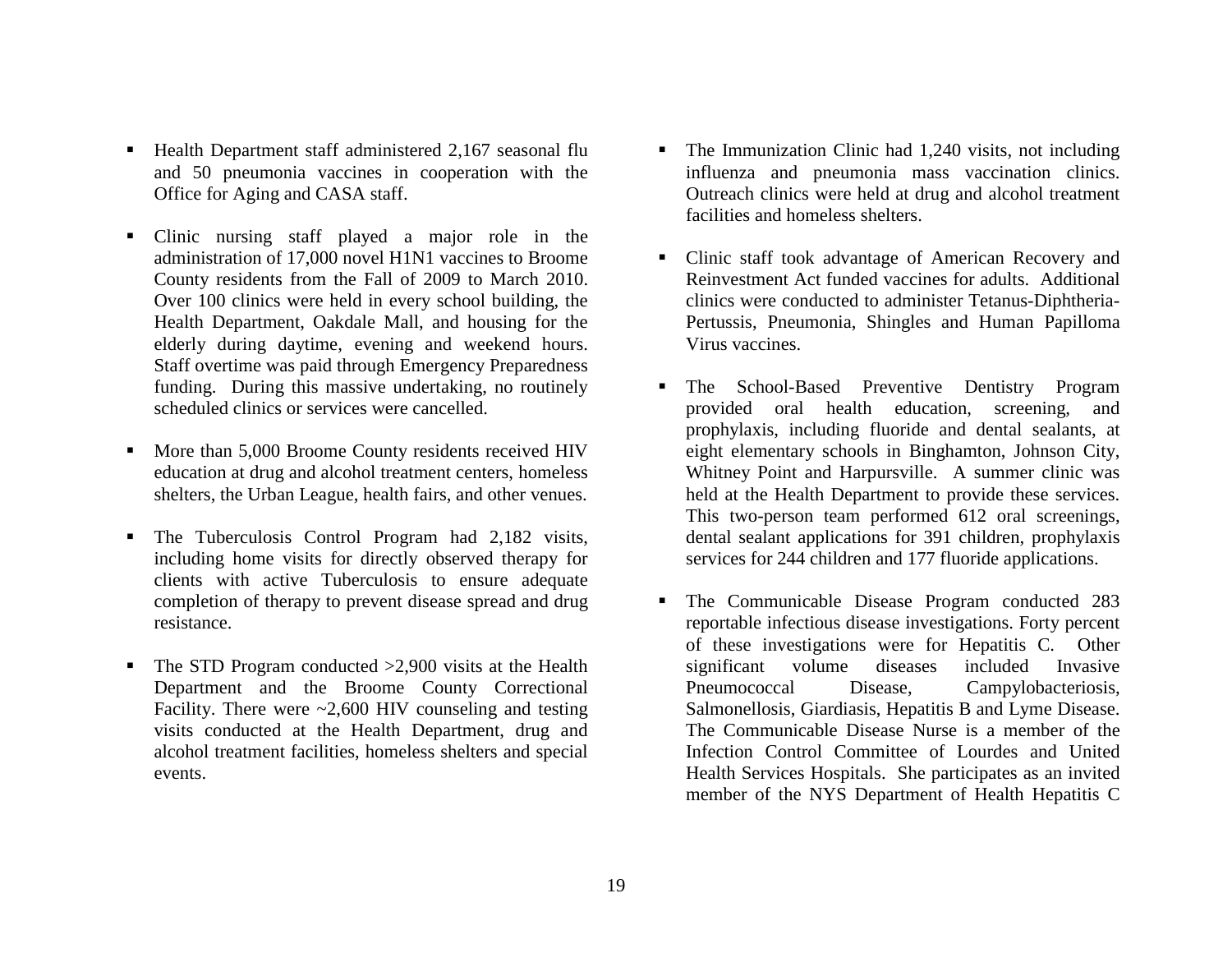- Health Department staff administered 2,167 seasonal flu and 50 pneumonia vaccines in cooperation with the Office for Aging and CASA staff.
- Clinic nursing staff played a major role in the administration of 17,000 novel H1N1 vaccines to Broome County residents from the Fall of 2009 to March 2010. Over 100 clinics were held in every school building, the Health Department, Oakdale Mall, and housing for the elderly during daytime, evening and weekend hours. Staff overtime was paid through Emergency Preparedness funding. During this massive undertaking, no routinely scheduled clinics or services were cancelled.
- More than 5,000 Broome County residents received HIV education at drug and alcohol treatment centers, homeless shelters, the Urban League, health fairs, and other venues.
- The Tuberculosis Control Program had 2,182 visits, including home visits for directly observed therapy for clients with active Tuberculosis to ensure adequate completion of therapy to prevent disease spread and drug resistance.
- The STD Program conducted >2,900 visits at the Health Department and the Broome County Correctional Facility. There were ~2,600 HIV counseling and testing visits conducted at the Health Department, drug and alcohol treatment facilities, homeless shelters and special events.
- The Immunization Clinic had 1,240 visits, not including influenza and pneumonia mass vaccination clinics. Outreach clinics were held at drug and alcohol treatment facilities and homeless shelters.
- Clinic staff took advantage of American Recovery and Reinvestment Act funded vaccines for adults. Additional clinics were conducted to administer Tetanus-Diphtheria-Pertussis, Pneumonia, Shingles and Human Papilloma Virus vaccines.
- The School-Based Preventive Dentistry Program provided oral health education, screening, and prophylaxis, including fluoride and dental sealants, at eight elementary schools in Binghamton, Johnson City, Whitney Point and Harpursville. A summer clinic was held at the Health Department to provide these services. This two-person team performed 612 oral screenings, dental sealant applications for 391 children, prophylaxis services for 244 children and 177 fluoride applications.
- The Communicable Disease Program conducted 283 reportable infectious disease investigations. Forty percent of these investigations were for Hepatitis C. Other significant volume diseases included Invasive Pneumococcal Disease, Campylobacteriosis, Salmonellosis, Giardiasis, Hepatitis B and Lyme Disease. The Communicable Disease Nurse is a member of the Infection Control Committee of Lourdes and United Health Services Hospitals. She participates as an invited member of the NYS Department of Health Hepatitis C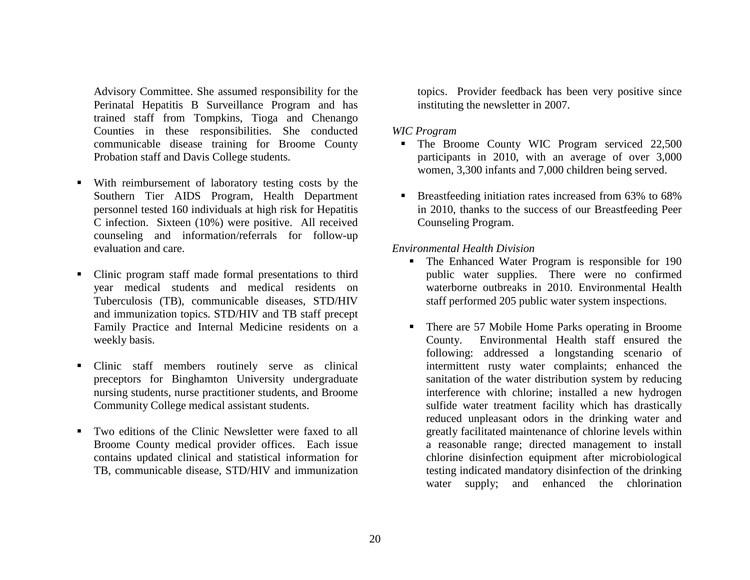Advisory Committee. She assumed responsibility for the Perinatal Hepatitis B Surveillance Program and has trained staff from Tompkins, Tioga and Chenango Counties in these responsibilities. She conducted communicable disease training for Broome County Probation staff and Davis College students.

- With reimbursement of laboratory testing costs by the Southern Tier AIDS Program, Health Department personnel tested 160 individuals at high risk for Hepatitis C infection. Sixteen (10%) were positive. All received counseling and information/referrals for follow-up evaluation and care.

- Clinic program staff made formal presentations to third year medical students and medical residents on Tuberculosis (TB), communicable diseases, STD/HIV and immunization topics. STD/HIV and TB staff precept Family Practice and Internal Medicine residents on a weekly basis.

- Clinic staff members routinely serve as clinical preceptors for Binghamton University undergraduate nursing students, nurse practitioner students, and Broome Community College medical assistant students.

- Two editions of the Clinic Newsletter were faxed to all Broome County medical provider offices. Each issue contains updated clinical and statistical information for TB, communicable disease, STD/HIV and immunization topics. Provider feedback has been very positive since instituting the newsletter in 2007.

*WIC Program*

- The Broome County WIC Program serviced 22,500 participants in 2010, with an average of over 3,000 women, 3,300 infants and 7,000 children being served.

- Breastfeeding initiation rates increased from 63% to 68% in 2010, thanks to the success of our Breastfeeding Peer Counseling Program.

*Environmental Health Division*

- The Enhanced Water Program is responsible for 190 public water supplies. There were no confirmed waterborne outbreaks in 2010. Environmental Health staff performed 205 public water system inspections.

- There are 57 Mobile Home Parks operating in Broome County. Environmental Health staff ensured the following: addressed a longstanding scenario of intermittent rusty water complaints; enhanced the sanitation of the water distribution system by reducing interference with chlorine; installed a new hydrogen sulfide water treatment facility which has drastically reduced unpleasant odors in the drinking water and greatly facilitated maintenance of chlorine levels within a reasonable range; directed management to install chlorine disinfection equipment after microbiological testing indicated mandatory disinfection of the drinking water supply; and enhanced the chlorination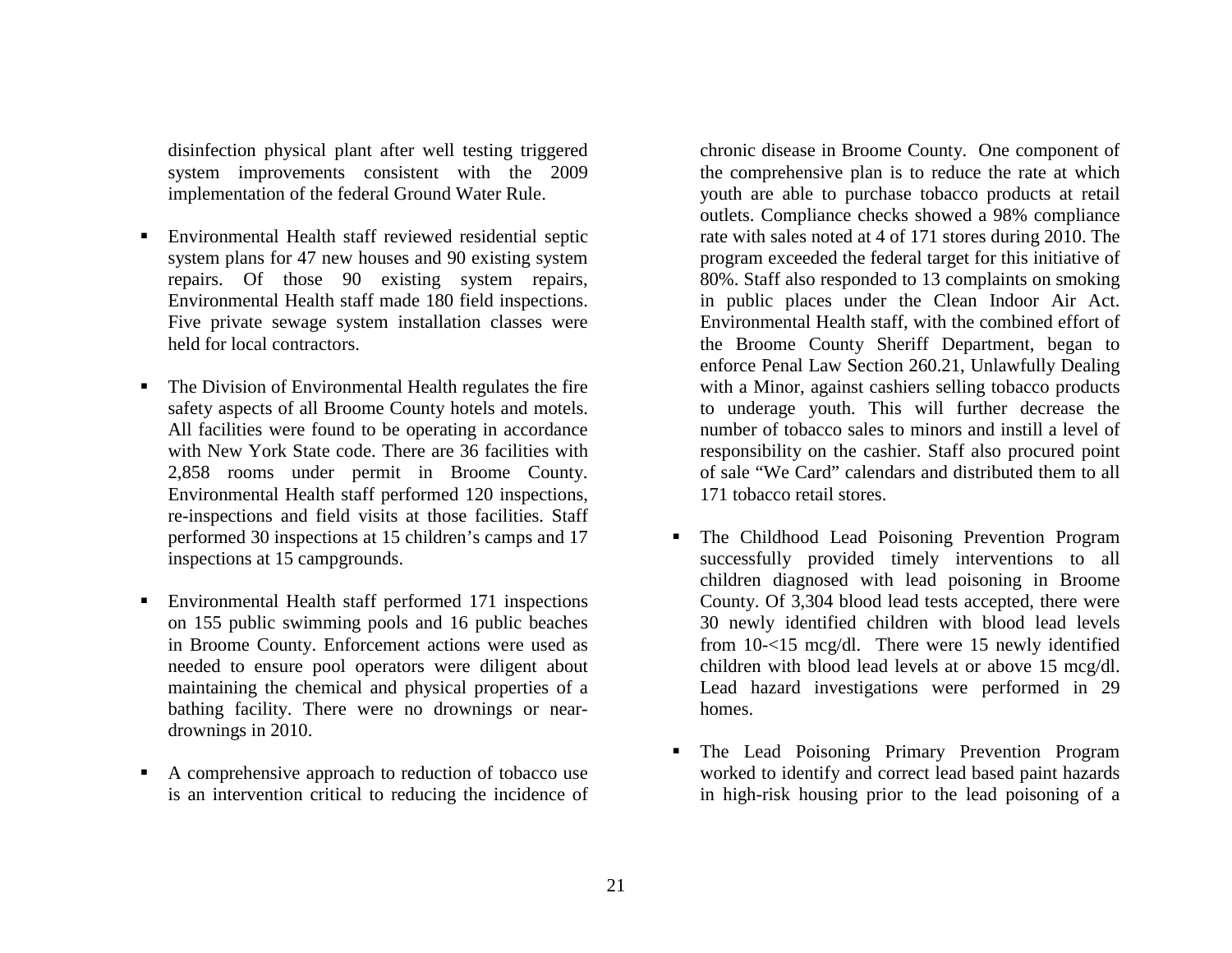disinfection physical plant after well testing triggered system improvements consistent with the 2009 implementation of the federal Ground Water Rule.

- Environmental Health staff reviewed residential septic system plans for 47 new houses and 90 existing system repairs. Of those 90 existing system repairs, Environmental Health staff made 180 field inspections. Five private sewage system installation classes were held for local contractors.

- The Division of Environmental Health regulates the fire safety aspects of all Broome County hotels and motels. All facilities were found to be operating in accordance with New York State code. There are 36 facilities with 2,858 rooms under permit in Broome County. Environmental Health staff performed 120 inspections, re-inspections and field visits at those facilities. Staff performed 30 inspections at 15 children's camps and 17 inspections at 15 campgrounds.

- Environmental Health staff performed 171 inspections on 155 public swimming pools and 16 public beaches in Broome County. Enforcement actions were used as needed to ensure pool operators were diligent about maintaining the chemical and physical properties of a bathing facility. There were no drownings or near-drownings in 2010.

- A comprehensive approach to reduction of tobacco use is an intervention critical to reducing the incidence of chronic disease in Broome County. One component of the comprehensive plan is to reduce the rate at which youth are able to purchase tobacco products at retail outlets. Compliance checks showed a 98% compliance rate with sales noted at 4 of 171 stores during 2010. The program exceeded the federal target for this initiative of 80%. Staff also responded to 13 complaints on smoking in public places under the Clean Indoor Air Act. Environmental Health staff, with the combined effort of the Broome County Sheriff Department, began to enforce Penal Law Section 260.21, Unlawfully Dealing with a Minor, against cashiers selling tobacco products to underage youth. This will further decrease the number of tobacco sales to minors and instill a level of responsibility on the cashier. Staff also procured point of sale "We Card" calendars and distributed them to all 171 tobacco retail stores.

- The Childhood Lead Poisoning Prevention Program successfully provided timely interventions to all children diagnosed with lead poisoning in Broome County. Of 3,304 blood lead tests accepted, there were 30 newly identified children with blood lead levels from 10-<15 mcg/dl. There were 15 newly identified children with blood lead levels at or above 15 mcg/dl. Lead hazard investigations were performed in 29 homes.

- The Lead Poisoning Primary Prevention Program worked to identify and correct lead based paint hazards in high-risk housing prior to the lead poisoning of a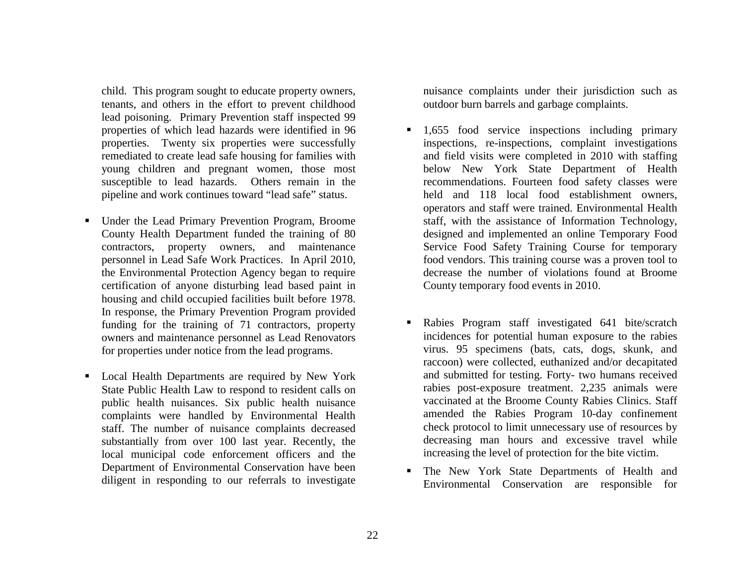child. This program sought to educate property owners, tenants, and others in the effort to prevent childhood lead poisoning. Primary Prevention staff inspected 99 properties of which lead hazards were identified in 96 properties. Twenty six properties were successfully remediated to create lead safe housing for families with young children and pregnant women, those most susceptible to lead hazards. Others remain in the pipeline and work continues toward "lead safe" status.

- Under the Lead Primary Prevention Program, Broome County Health Department funded the training of 80 contractors, property owners, and maintenance personnel in Lead Safe Work Practices. In April 2010, the Environmental Protection Agency began to require certification of anyone disturbing lead based paint in housing and child occupied facilities built before 1978. In response, the Primary Prevention Program provided funding for the training of 71 contractors, property owners and maintenance personnel as Lead Renovators for properties under notice from the lead programs.

- Local Health Departments are required by New York State Public Health Law to respond to resident calls on public health nuisances. Six public health nuisance complaints were handled by Environmental Health staff. The number of nuisance complaints decreased substantially from over 100 last year. Recently, the local municipal code enforcement officers and the Department of Environmental Conservation have been diligent in responding to our referrals to investigate nuisance complaints under their jurisdiction such as outdoor burn barrels and garbage complaints.

- 1,655 food service inspections including primary inspections, re-inspections, complaint investigations and field visits were completed in 2010 with staffing below New York State Department of Health recommendations. Fourteen food safety classes were held and 118 local food establishment owners, operators and staff were trained. Environmental Health staff, with the assistance of Information Technology, designed and implemented an online Temporary Food Service Food Safety Training Course for temporary food vendors. This training course was a proven tool to decrease the number of violations found at Broome County temporary food events in 2010.

- Rabies Program staff investigated 641 bite/scratch incidences for potential human exposure to the rabies virus. 95 specimens (bats, cats, dogs, skunk, and raccoon) were collected, euthanized and/or decapitated and submitted for testing. Forty- two humans received rabies post-exposure treatment. 2,235 animals were vaccinated at the Broome County Rabies Clinics. Staff amended the Rabies Program 10-day confinement check protocol to limit unnecessary use of resources by decreasing man hours and excessive travel while increasing the level of protection for the bite victim.

- The New York State Departments of Health and Environmental Conservation are responsible for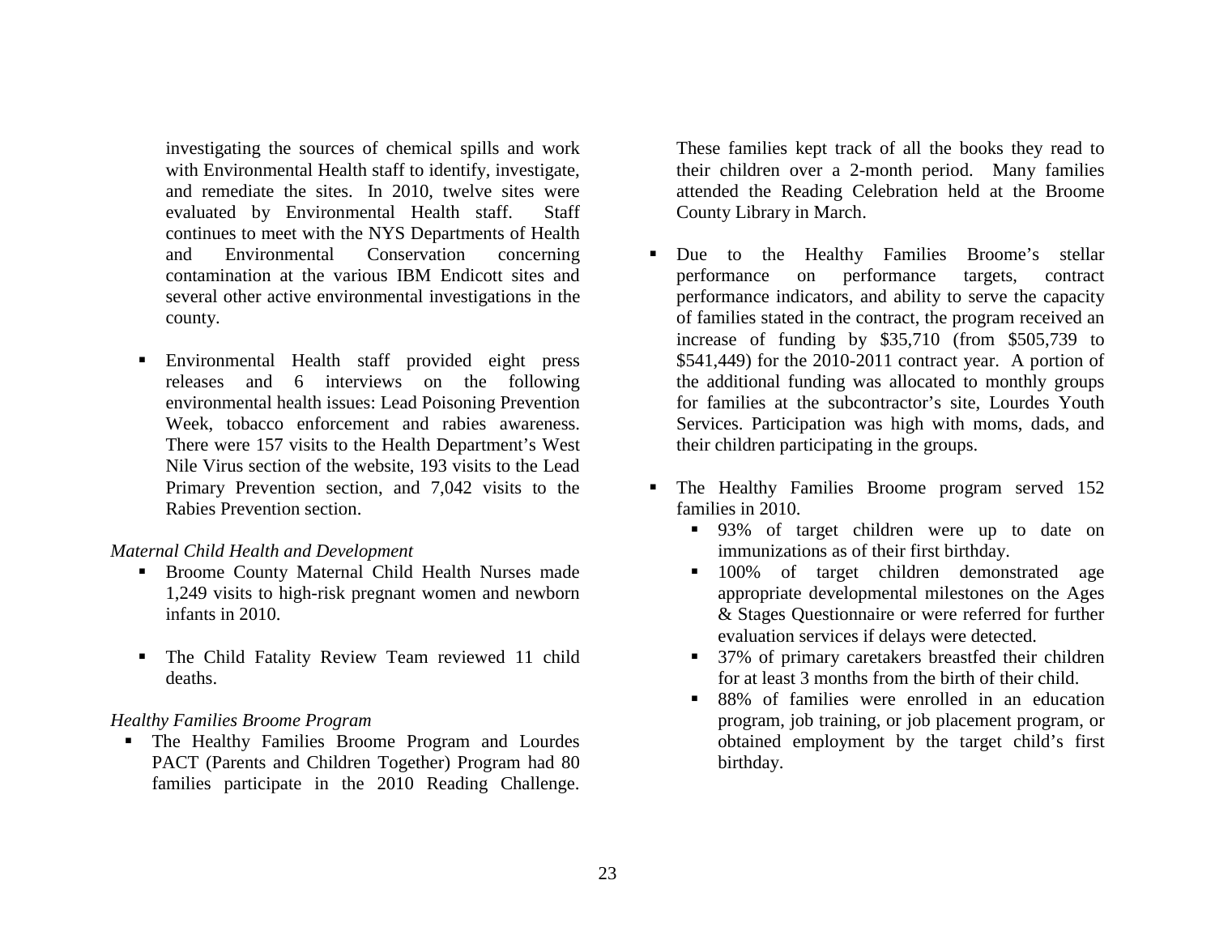investigating the sources of chemical spills and work with Environmental Health staff to identify, investigate, and remediate the sites. In 2010, twelve sites were evaluated by Environmental Health staff. Staff continues to meet with the NYS Departments of Health and Environmental Conservation concerning contamination at the various IBM Endicott sites and several other active environmental investigations in the county.

- Environmental Health staff provided eight press releases and 6 interviews on the following environmental health issues: Lead Poisoning Prevention Week, tobacco enforcement and rabies awareness. There were 157 visits to the Health Department's West Nile Virus section of the website, 193 visits to the Lead Primary Prevention section, and 7,042 visits to the Rabies Prevention section.

*Maternal Child Health and Development*

- Broome County Maternal Child Health Nurses made 1,249 visits to high-risk pregnant women and newborn infants in 2010.

- The Child Fatality Review Team reviewed 11 child deaths.

*Healthy Families Broome Program*

- The Healthy Families Broome Program and Lourdes PACT (Parents and Children Together) Program had 80 families participate in the 2010 Reading Challenge. These families kept track of all the books they read to their children over a 2-month period. Many families attended the Reading Celebration held at the Broome County Library in March.

- Due to the Healthy Families Broome's stellar performance on performance targets, contract performance indicators, and ability to serve the capacity of families stated in the contract, the program received an increase of funding by $35,710 (from $505,739 to $541,449) for the 2010-2011 contract year. A portion of the additional funding was allocated to monthly groups for families at the subcontractor's site, Lourdes Youth Services. Participation was high with moms, dads, and their children participating in the groups.

- The Healthy Families Broome program served 152 families in 2010.
  - 93% of target children were up to date on immunizations as of their first birthday.
  - 100% of target children demonstrated age appropriate developmental milestones on the Ages & Stages Questionnaire or were referred for further evaluation services if delays were detected.
  - 37% of primary caretakers breastfed their children for at least 3 months from the birth of their child.
  - 88% of families were enrolled in an education program, job training, or job placement program, or obtained employment by the target child's first birthday.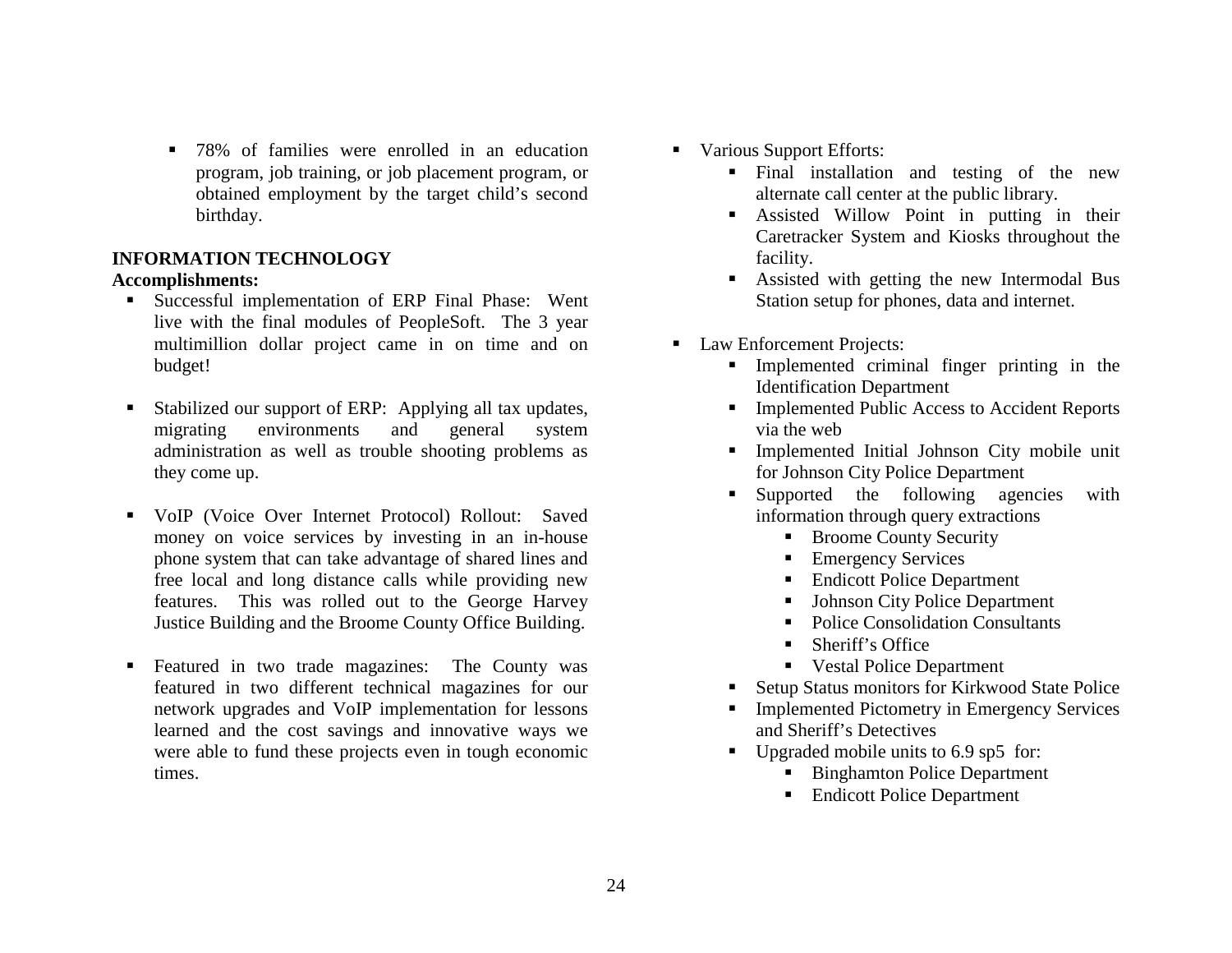- 78% of families were enrolled in an education program, job training, or job placement program, or obtained employment by the target child's second birthday.

**INFORMATION TECHNOLOGY**
**Accomplishments:**

- Successful implementation of ERP Final Phase: Went live with the final modules of PeopleSoft. The 3 year multimillion dollar project came in on time and on budget!

- Stabilized our support of ERP: Applying all tax updates, migrating environments and general system administration as well as trouble shooting problems as they come up.

- VoIP (Voice Over Internet Protocol) Rollout: Saved money on voice services by investing in an in-house phone system that can take advantage of shared lines and free local and long distance calls while providing new features. This was rolled out to the George Harvey Justice Building and the Broome County Office Building.

- Featured in two trade magazines: The County was featured in two different technical magazines for our network upgrades and VoIP implementation for lessons learned and the cost savings and innovative ways we were able to fund these projects even in tough economic times.

- Various Support Efforts:
  - Final installation and testing of the new alternate call center at the public library.
  - Assisted Willow Point in putting in their Caretracker System and Kiosks throughout the facility.
  - Assisted with getting the new Intermodal Bus Station setup for phones, data and internet.

- Law Enforcement Projects:
  - Implemented criminal finger printing in the Identification Department
  - Implemented Public Access to Accident Reports via the web
  - Implemented Initial Johnson City mobile unit for Johnson City Police Department
  - Supported the following agencies with information through query extractions
    - Broome County Security
    - Emergency Services
    - Endicott Police Department
    - Johnson City Police Department
    - Police Consolidation Consultants
    - Sheriff's Office
    - Vestal Police Department
  - Setup Status monitors for Kirkwood State Police
  - Implemented Pictometry in Emergency Services and Sheriff's Detectives
  - Upgraded mobile units to 6.9 sp5 for:
    - Binghamton Police Department
    - Endicott Police Department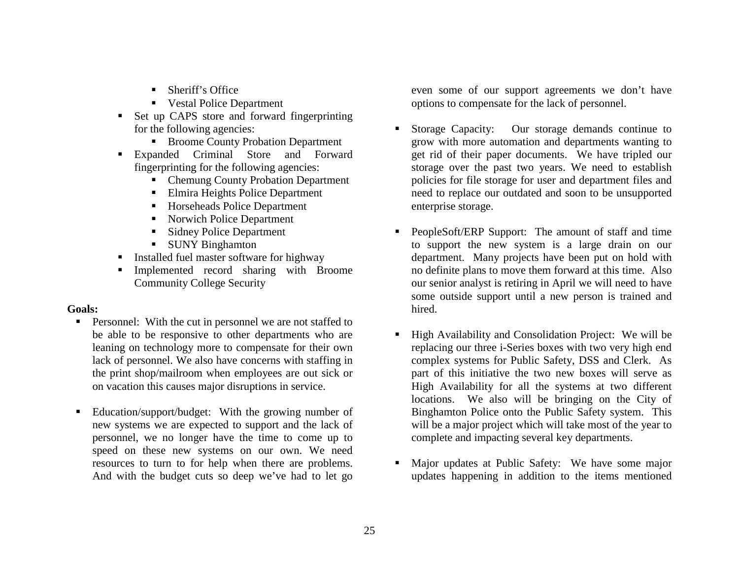- Sheriff's Office
- Vestal Police Department
- Set up CAPS store and forward fingerprinting for the following agencies:
  - Broome County Probation Department
- Expanded Criminal Store and Forward fingerprinting for the following agencies:
  - Chemung County Probation Department
  - Elmira Heights Police Department
  - Horseheads Police Department
  - Norwich Police Department
  - Sidney Police Department
  - SUNY Binghamton
- Installed fuel master software for highway
- Implemented record sharing with Broome Community College Security

**Goals:**

- Personnel: With the cut in personnel we are not staffed to be able to be responsive to other departments who are leaning on technology more to compensate for their own lack of personnel. We also have concerns with staffing in the print shop/mailroom when employees are out sick or on vacation this causes major disruptions in service.

- Education/support/budget: With the growing number of new systems we are expected to support and the lack of personnel, we no longer have the time to come up to speed on these new systems on our own. We need resources to turn to for help when there are problems. And with the budget cuts so deep we've had to let go even some of our support agreements we don't have options to compensate for the lack of personnel.

- Storage Capacity: Our storage demands continue to grow with more automation and departments wanting to get rid of their paper documents. We have tripled our storage over the past two years. We need to establish policies for file storage for user and department files and need to replace our outdated and soon to be unsupported enterprise storage.

- PeopleSoft/ERP Support: The amount of staff and time to support the new system is a large drain on our department. Many projects have been put on hold with no definite plans to move them forward at this time. Also our senior analyst is retiring in April we will need to have some outside support until a new person is trained and hired.

- High Availability and Consolidation Project: We will be replacing our three i-Series boxes with two very high end complex systems for Public Safety, DSS and Clerk. As part of this initiative the two new boxes will serve as High Availability for all the systems at two different locations. We also will be bringing on the City of Binghamton Police onto the Public Safety system. This will be a major project which will take most of the year to complete and impacting several key departments.

- Major updates at Public Safety: We have some major updates happening in addition to the items mentioned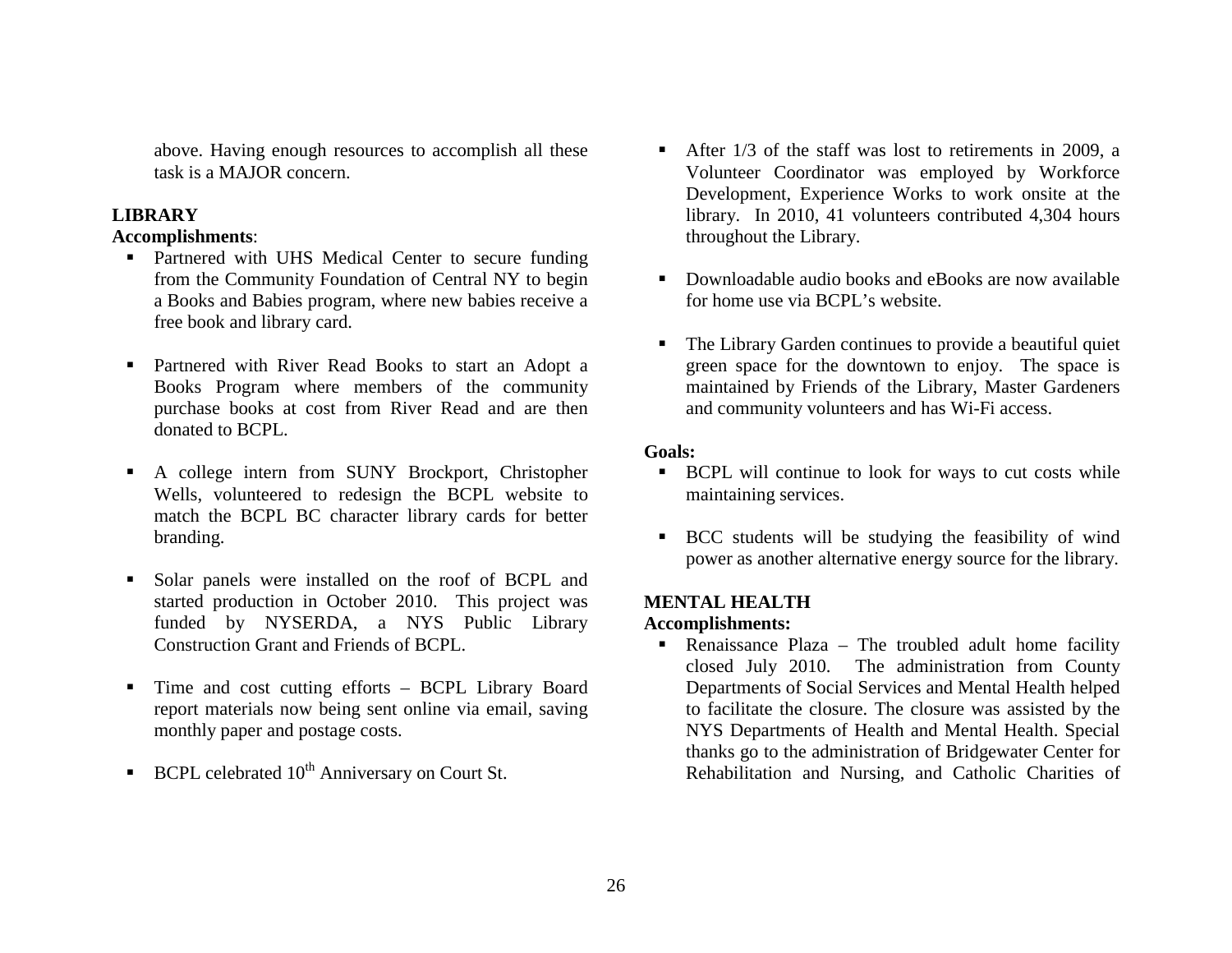above. Having enough resources to accomplish all these task is a MAJOR concern.

## LIBRARY

**Accomplishments**:

- Partnered with UHS Medical Center to secure funding from the Community Foundation of Central NY to begin a Books and Babies program, where new babies receive a free book and library card.
- Partnered with River Read Books to start an Adopt a Books Program where members of the community purchase books at cost from River Read and are then donated to BCPL.
- A college intern from SUNY Brockport, Christopher Wells, volunteered to redesign the BCPL website to match the BCPL BC character library cards for better branding.
- Solar panels were installed on the roof of BCPL and started production in October 2010. This project was funded by NYSERDA, a NYS Public Library Construction Grant and Friends of BCPL.
- Time and cost cutting efforts – BCPL Library Board report materials now being sent online via email, saving monthly paper and postage costs.
- BCPL celebrated 10th Anniversary on Court St.
- After 1/3 of the staff was lost to retirements in 2009, a Volunteer Coordinator was employed by Workforce Development, Experience Works to work onsite at the library. In 2010, 41 volunteers contributed 4,304 hours throughout the Library.
- Downloadable audio books and eBooks are now available for home use via BCPL's website.
- The Library Garden continues to provide a beautiful quiet green space for the downtown to enjoy. The space is maintained by Friends of the Library, Master Gardeners and community volunteers and has Wi-Fi access.

**Goals:**

- BCPL will continue to look for ways to cut costs while maintaining services.
- BCC students will be studying the feasibility of wind power as another alternative energy source for the library.

## MENTAL HEALTH

**Accomplishments:**

- Renaissance Plaza – The troubled adult home facility closed July 2010. The administration from County Departments of Social Services and Mental Health helped to facilitate the closure. The closure was assisted by the NYS Departments of Health and Mental Health. Special thanks go to the administration of Bridgewater Center for Rehabilitation and Nursing, and Catholic Charities of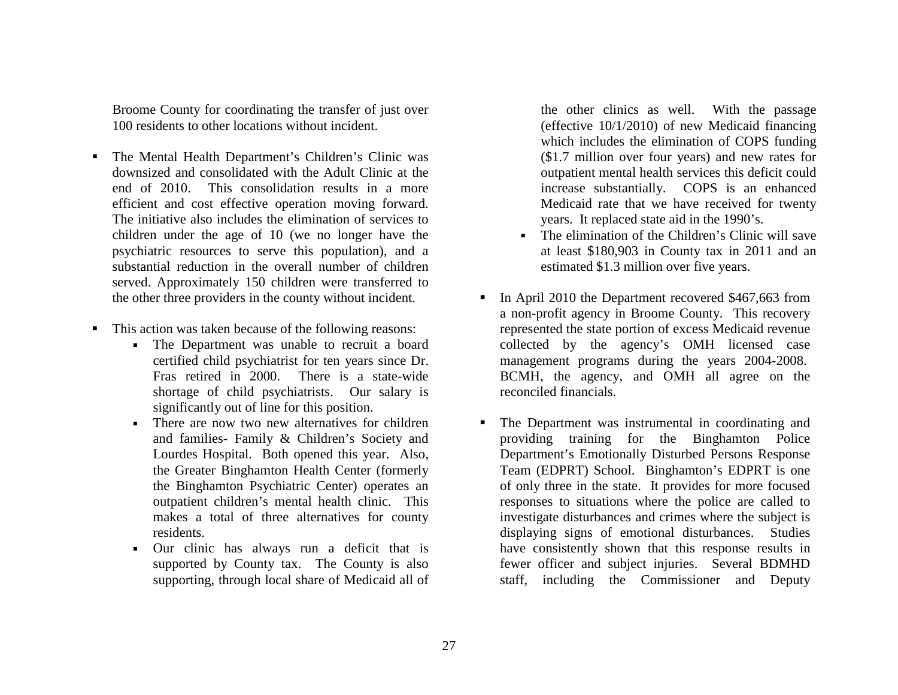Broome County for coordinating the transfer of just over 100 residents to other locations without incident.

- The Mental Health Department's Children's Clinic was downsized and consolidated with the Adult Clinic at the end of 2010. This consolidation results in a more efficient and cost effective operation moving forward. The initiative also includes the elimination of services to children under the age of 10 (we no longer have the psychiatric resources to serve this population), and a substantial reduction in the overall number of children served. Approximately 150 children were transferred to the other three providers in the county without incident.

- This action was taken because of the following reasons:
  - The Department was unable to recruit a board certified child psychiatrist for ten years since Dr. Fras retired in 2000. There is a state-wide shortage of child psychiatrists. Our salary is significantly out of line for this position.
  - There are now two new alternatives for children and families- Family & Children's Society and Lourdes Hospital. Both opened this year. Also, the Greater Binghamton Health Center (formerly the Binghamton Psychiatric Center) operates an outpatient children's mental health clinic. This makes a total of three alternatives for county residents.
  - Our clinic has always run a deficit that is supported by County tax. The County is also supporting, through local share of Medicaid all of the other clinics as well. With the passage (effective 10/1/2010) of new Medicaid financing which includes the elimination of COPS funding ($1.7 million over four years) and new rates for outpatient mental health services this deficit could increase substantially. COPS is an enhanced Medicaid rate that we have received for twenty years. It replaced state aid in the 1990's.
  - The elimination of the Children's Clinic will save at least $180,903 in County tax in 2011 and an estimated $1.3 million over five years.

- In April 2010 the Department recovered $467,663 from a non-profit agency in Broome County. This recovery represented the state portion of excess Medicaid revenue collected by the agency's OMH licensed case management programs during the years 2004-2008. BCMH, the agency, and OMH all agree on the reconciled financials.

- The Department was instrumental in coordinating and providing training for the Binghamton Police Department's Emotionally Disturbed Persons Response Team (EDPRT) School. Binghamton's EDPRT is one of only three in the state. It provides for more focused responses to situations where the police are called to investigate disturbances and crimes where the subject is displaying signs of emotional disturbances. Studies have consistently shown that this response results in fewer officer and subject injuries. Several BDMHD staff, including the Commissioner and Deputy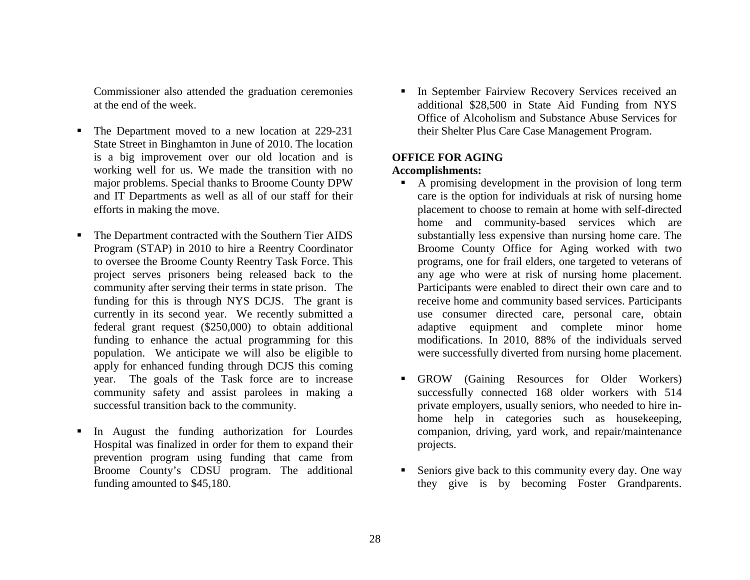Commissioner also attended the graduation ceremonies at the end of the week.

- The Department moved to a new location at 229-231 State Street in Binghamton in June of 2010. The location is a big improvement over our old location and is working well for us. We made the transition with no major problems. Special thanks to Broome County DPW and IT Departments as well as all of our staff for their efforts in making the move.

- The Department contracted with the Southern Tier AIDS Program (STAP) in 2010 to hire a Reentry Coordinator to oversee the Broome County Reentry Task Force. This project serves prisoners being released back to the community after serving their terms in state prison. The funding for this is through NYS DCJS. The grant is currently in its second year. We recently submitted a federal grant request ($250,000) to obtain additional funding to enhance the actual programming for this population. We anticipate we will also be eligible to apply for enhanced funding through DCJS this coming year. The goals of the Task force are to increase community safety and assist parolees in making a successful transition back to the community.

- In August the funding authorization for Lourdes Hospital was finalized in order for them to expand their prevention program using funding that came from Broome County's CDSU program. The additional funding amounted to $45,180.

- In September Fairview Recovery Services received an additional $28,500 in State Aid Funding from NYS Office of Alcoholism and Substance Abuse Services for their Shelter Plus Care Case Management Program.

**OFFICE FOR AGING**

**Accomplishments:**

- A promising development in the provision of long term care is the option for individuals at risk of nursing home placement to choose to remain at home with self-directed home and community-based services which are substantially less expensive than nursing home care. The Broome County Office for Aging worked with two programs, one for frail elders, one targeted to veterans of any age who were at risk of nursing home placement. Participants were enabled to direct their own care and to receive home and community based services. Participants use consumer directed care, personal care, obtain adaptive equipment and complete minor home modifications. In 2010, 88% of the individuals served were successfully diverted from nursing home placement.

- GROW (Gaining Resources for Older Workers) successfully connected 168 older workers with 514 private employers, usually seniors, who needed to hire in-home help in categories such as housekeeping, companion, driving, yard work, and repair/maintenance projects.

- Seniors give back to this community every day. One way they give is by becoming Foster Grandparents.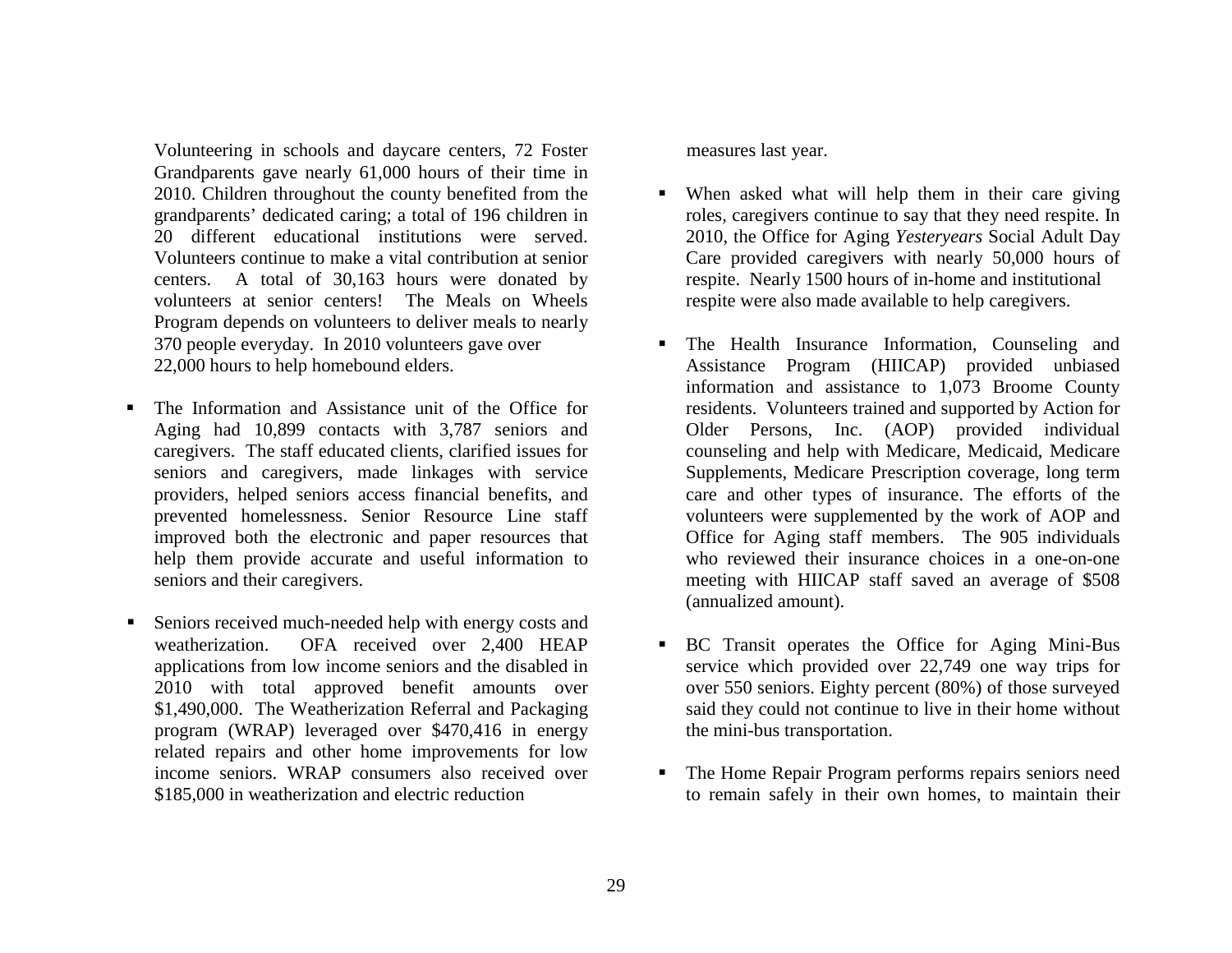Volunteering in schools and daycare centers, 72 Foster Grandparents gave nearly 61,000 hours of their time in 2010. Children throughout the county benefited from the grandparents' dedicated caring; a total of 196 children in 20 different educational institutions were served. Volunteers continue to make a vital contribution at senior centers. A total of 30,163 hours were donated by volunteers at senior centers! The Meals on Wheels Program depends on volunteers to deliver meals to nearly 370 people everyday. In 2010 volunteers gave over 22,000 hours to help homebound elders.

- The Information and Assistance unit of the Office for Aging had 10,899 contacts with 3,787 seniors and caregivers. The staff educated clients, clarified issues for seniors and caregivers, made linkages with service providers, helped seniors access financial benefits, and prevented homelessness. Senior Resource Line staff improved both the electronic and paper resources that help them provide accurate and useful information to seniors and their caregivers.

- Seniors received much-needed help with energy costs and weatherization. OFA received over 2,400 HEAP applications from low income seniors and the disabled in 2010 with total approved benefit amounts over $1,490,000. The Weatherization Referral and Packaging program (WRAP) leveraged over $470,416 in energy related repairs and other home improvements for low income seniors. WRAP consumers also received over $185,000 in weatherization and electric reduction measures last year.

- When asked what will help them in their care giving roles, caregivers continue to say that they need respite. In 2010, the Office for Aging *Yesteryears* Social Adult Day Care provided caregivers with nearly 50,000 hours of respite. Nearly 1500 hours of in-home and institutional respite were also made available to help caregivers.

- The Health Insurance Information, Counseling and Assistance Program (HIICAP) provided unbiased information and assistance to 1,073 Broome County residents. Volunteers trained and supported by Action for Older Persons, Inc. (AOP) provided individual counseling and help with Medicare, Medicaid, Medicare Supplements, Medicare Prescription coverage, long term care and other types of insurance. The efforts of the volunteers were supplemented by the work of AOP and Office for Aging staff members. The 905 individuals who reviewed their insurance choices in a one-on-one meeting with HIICAP staff saved an average of $508 (annualized amount).

- BC Transit operates the Office for Aging Mini-Bus service which provided over 22,749 one way trips for over 550 seniors. Eighty percent (80%) of those surveyed said they could not continue to live in their home without the mini-bus transportation.

- The Home Repair Program performs repairs seniors need to remain safely in their own homes, to maintain their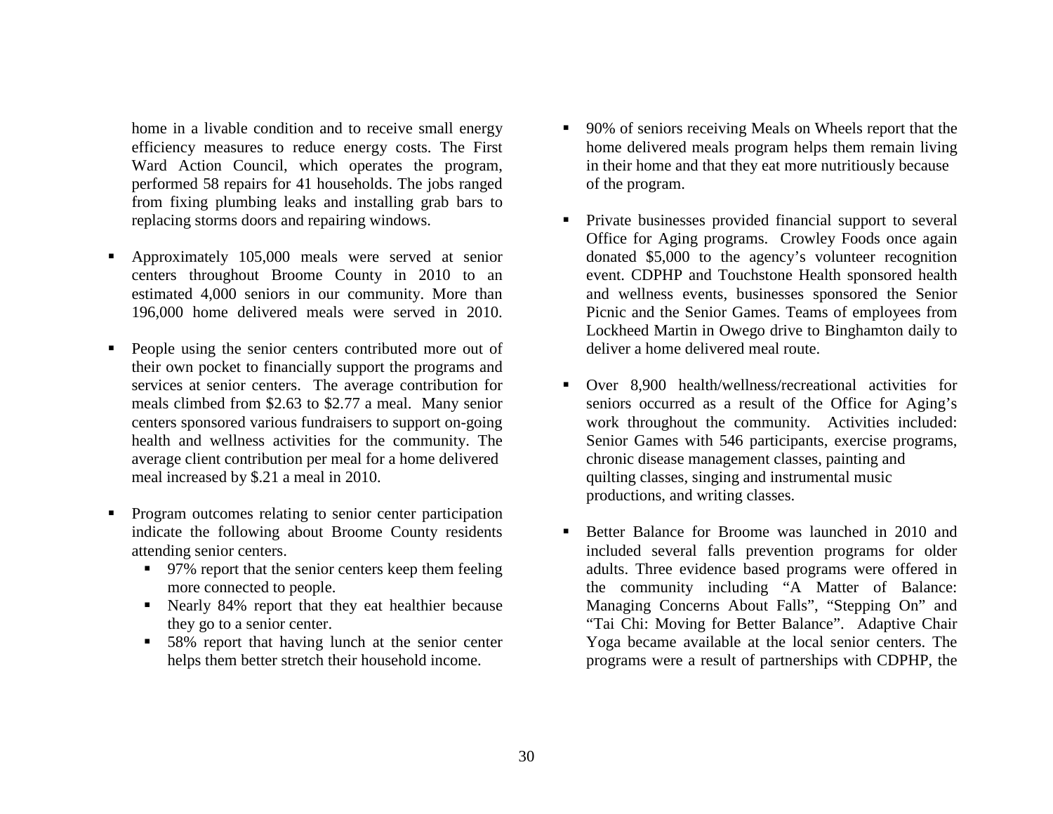home in a livable condition and to receive small energy efficiency measures to reduce energy costs. The First Ward Action Council, which operates the program, performed 58 repairs for 41 households. The jobs ranged from fixing plumbing leaks and installing grab bars to replacing storms doors and repairing windows.

- Approximately 105,000 meals were served at senior centers throughout Broome County in 2010 to an estimated 4,000 seniors in our community. More than 196,000 home delivered meals were served in 2010.

- People using the senior centers contributed more out of their own pocket to financially support the programs and services at senior centers. The average contribution for meals climbed from $2.63 to $2.77 a meal. Many senior centers sponsored various fundraisers to support on-going health and wellness activities for the community. The average client contribution per meal for a home delivered meal increased by $.21 a meal in 2010.

- Program outcomes relating to senior center participation indicate the following about Broome County residents attending senior centers.
  - 97% report that the senior centers keep them feeling more connected to people.
  - Nearly 84% report that they eat healthier because they go to a senior center.
  - 58% report that having lunch at the senior center helps them better stretch their household income.

- 90% of seniors receiving Meals on Wheels report that the home delivered meals program helps them remain living in their home and that they eat more nutritiously because of the program.

- Private businesses provided financial support to several Office for Aging programs. Crowley Foods once again donated $5,000 to the agency's volunteer recognition event. CDPHP and Touchstone Health sponsored health and wellness events, businesses sponsored the Senior Picnic and the Senior Games. Teams of employees from Lockheed Martin in Owego drive to Binghamton daily to deliver a home delivered meal route.

- Over 8,900 health/wellness/recreational activities for seniors occurred as a result of the Office for Aging's work throughout the community. Activities included: Senior Games with 546 participants, exercise programs, chronic disease management classes, painting and quilting classes, singing and instrumental music productions, and writing classes.

- Better Balance for Broome was launched in 2010 and included several falls prevention programs for older adults. Three evidence based programs were offered in the community including "A Matter of Balance: Managing Concerns About Falls", "Stepping On" and "Tai Chi: Moving for Better Balance". Adaptive Chair Yoga became available at the local senior centers. The programs were a result of partnerships with CDPHP, the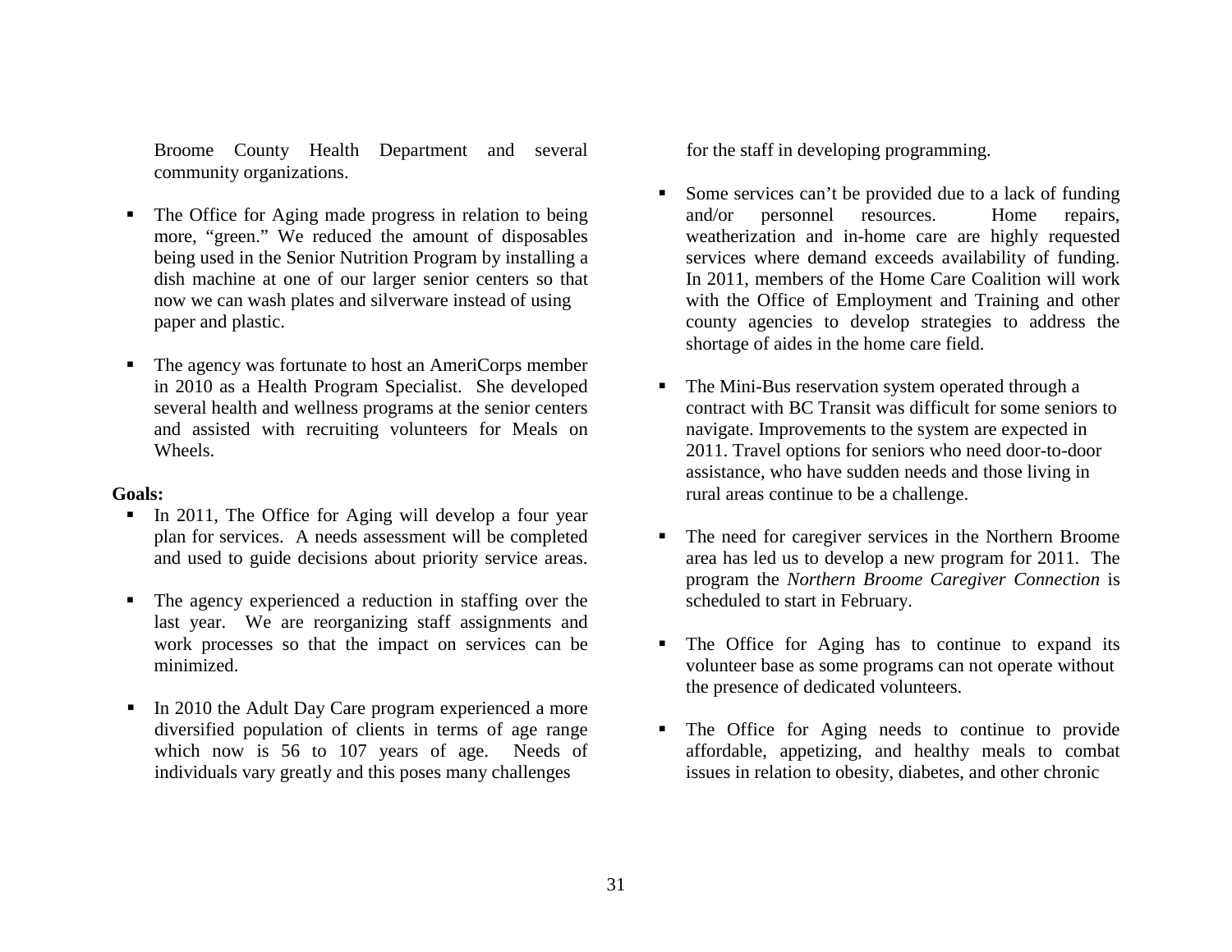Broome County Health Department and several community organizations.

- The Office for Aging made progress in relation to being more, "green." We reduced the amount of disposables being used in the Senior Nutrition Program by installing a dish machine at one of our larger senior centers so that now we can wash plates and silverware instead of using paper and plastic.

- The agency was fortunate to host an AmeriCorps member in 2010 as a Health Program Specialist. She developed several health and wellness programs at the senior centers and assisted with recruiting volunteers for Meals on Wheels.

**Goals:**

- In 2011, The Office for Aging will develop a four year plan for services. A needs assessment will be completed and used to guide decisions about priority service areas.

- The agency experienced a reduction in staffing over the last year. We are reorganizing staff assignments and work processes so that the impact on services can be minimized.

- In 2010 the Adult Day Care program experienced a more diversified population of clients in terms of age range which now is 56 to 107 years of age. Needs of individuals vary greatly and this poses many challenges for the staff in developing programming.

- Some services can't be provided due to a lack of funding and/or personnel resources. Home repairs, weatherization and in-home care are highly requested services where demand exceeds availability of funding. In 2011, members of the Home Care Coalition will work with the Office of Employment and Training and other county agencies to develop strategies to address the shortage of aides in the home care field.

- The Mini-Bus reservation system operated through a contract with BC Transit was difficult for some seniors to navigate. Improvements to the system are expected in 2011. Travel options for seniors who need door-to-door assistance, who have sudden needs and those living in rural areas continue to be a challenge.

- The need for caregiver services in the Northern Broome area has led us to develop a new program for 2011. The program the *Northern Broome Caregiver Connection* is scheduled to start in February.

- The Office for Aging has to continue to expand its volunteer base as some programs can not operate without the presence of dedicated volunteers.

- The Office for Aging needs to continue to provide affordable, appetizing, and healthy meals to combat issues in relation to obesity, diabetes, and other chronic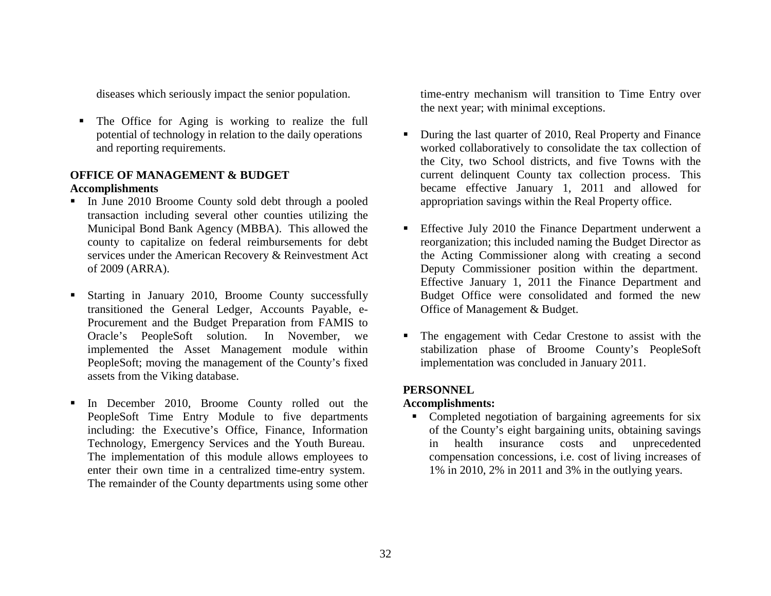diseases which seriously impact the senior population.

- The Office for Aging is working to realize the full potential of technology in relation to the daily operations and reporting requirements.

**OFFICE OF MANAGEMENT & BUDGET**

**Accomplishments**

- In June 2010 Broome County sold debt through a pooled transaction including several other counties utilizing the Municipal Bond Bank Agency (MBBA). This allowed the county to capitalize on federal reimbursements for debt services under the American Recovery & Reinvestment Act of 2009 (ARRA).

- Starting in January 2010, Broome County successfully transitioned the General Ledger, Accounts Payable, e-Procurement and the Budget Preparation from FAMIS to Oracle's PeopleSoft solution. In November, we implemented the Asset Management module within PeopleSoft; moving the management of the County's fixed assets from the Viking database.

- In December 2010, Broome County rolled out the PeopleSoft Time Entry Module to five departments including: the Executive's Office, Finance, Information Technology, Emergency Services and the Youth Bureau. The implementation of this module allows employees to enter their own time in a centralized time-entry system. The remainder of the County departments using some other time-entry mechanism will transition to Time Entry over the next year; with minimal exceptions.

- During the last quarter of 2010, Real Property and Finance worked collaboratively to consolidate the tax collection of the City, two School districts, and five Towns with the current delinquent County tax collection process. This became effective January 1, 2011 and allowed for appropriation savings within the Real Property office.

- Effective July 2010 the Finance Department underwent a reorganization; this included naming the Budget Director as the Acting Commissioner along with creating a second Deputy Commissioner position within the department. Effective January 1, 2011 the Finance Department and Budget Office were consolidated and formed the new Office of Management & Budget.

- The engagement with Cedar Crestone to assist with the stabilization phase of Broome County's PeopleSoft implementation was concluded in January 2011.

**PERSONNEL**

**Accomplishments:**

- Completed negotiation of bargaining agreements for six of the County's eight bargaining units, obtaining savings in health insurance costs and unprecedented compensation concessions, i.e. cost of living increases of 1% in 2010, 2% in 2011 and 3% in the outlying years.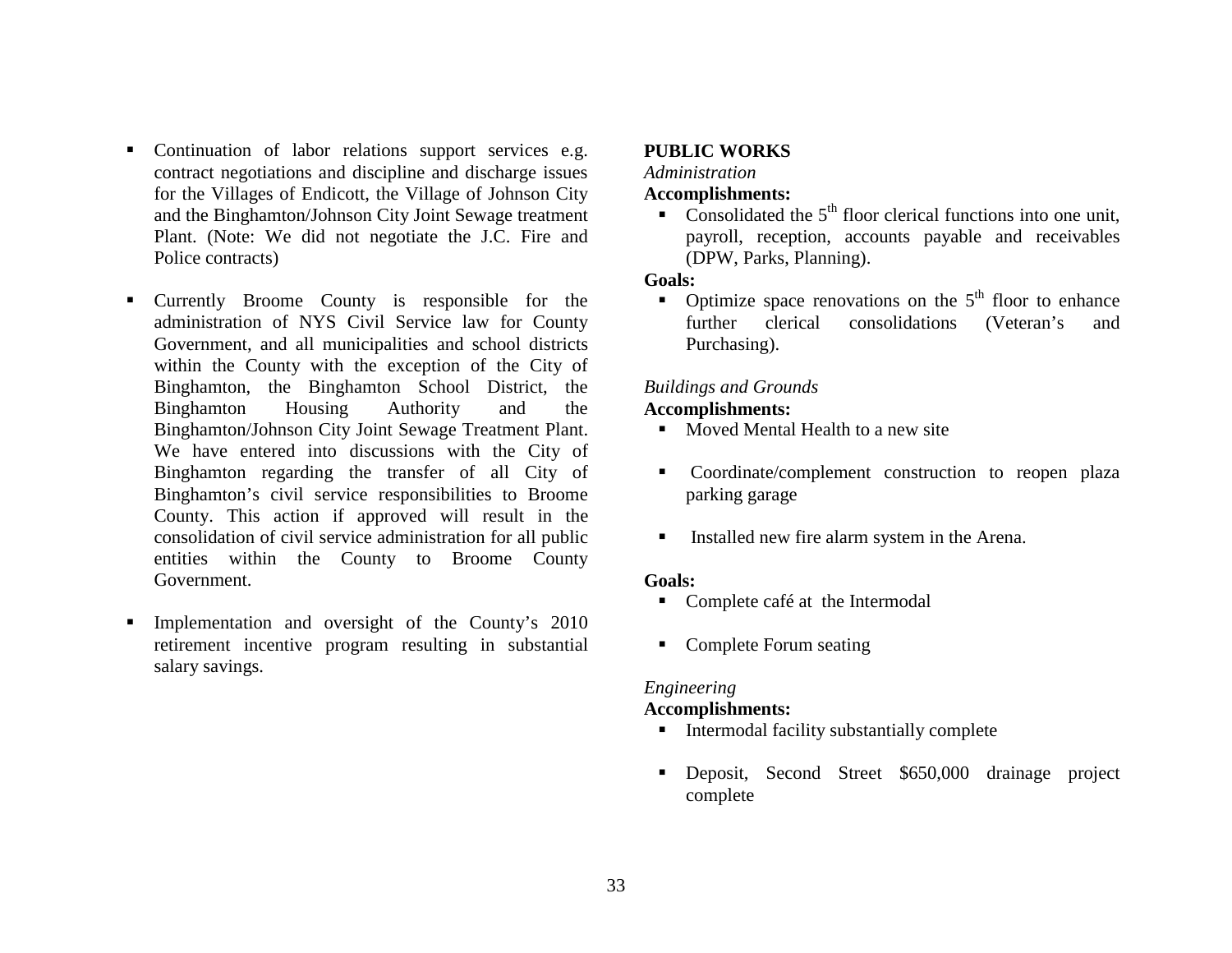- Continuation of labor relations support services e.g. contract negotiations and discipline and discharge issues for the Villages of Endicott, the Village of Johnson City and the Binghamton/Johnson City Joint Sewage treatment Plant. (Note: We did not negotiate the J.C. Fire and Police contracts)

- Currently Broome County is responsible for the administration of NYS Civil Service law for County Government, and all municipalities and school districts within the County with the exception of the City of Binghamton, the Binghamton School District, the Binghamton Housing Authority and the Binghamton/Johnson City Joint Sewage Treatment Plant. We have entered into discussions with the City of Binghamton regarding the transfer of all City of Binghamton's civil service responsibilities to Broome County. This action if approved will result in the consolidation of civil service administration for all public entities within the County to Broome County Government.

- Implementation and oversight of the County's 2010 retirement incentive program resulting in substantial salary savings.

**PUBLIC WORKS**

*Administration*

**Accomplishments:**

- Consolidated the 5th floor clerical functions into one unit, payroll, reception, accounts payable and receivables (DPW, Parks, Planning).

**Goals:**

- Optimize space renovations on the 5th floor to enhance further clerical consolidations (Veteran's and Purchasing).

*Buildings and Grounds*

**Accomplishments:**

- Moved Mental Health to a new site

- Coordinate/complement construction to reopen plaza parking garage

- Installed new fire alarm system in the Arena.

**Goals:**

- Complete café at the Intermodal

- Complete Forum seating

*Engineering*

**Accomplishments:**

- Intermodal facility substantially complete

- Deposit, Second Street $650,000 drainage project complete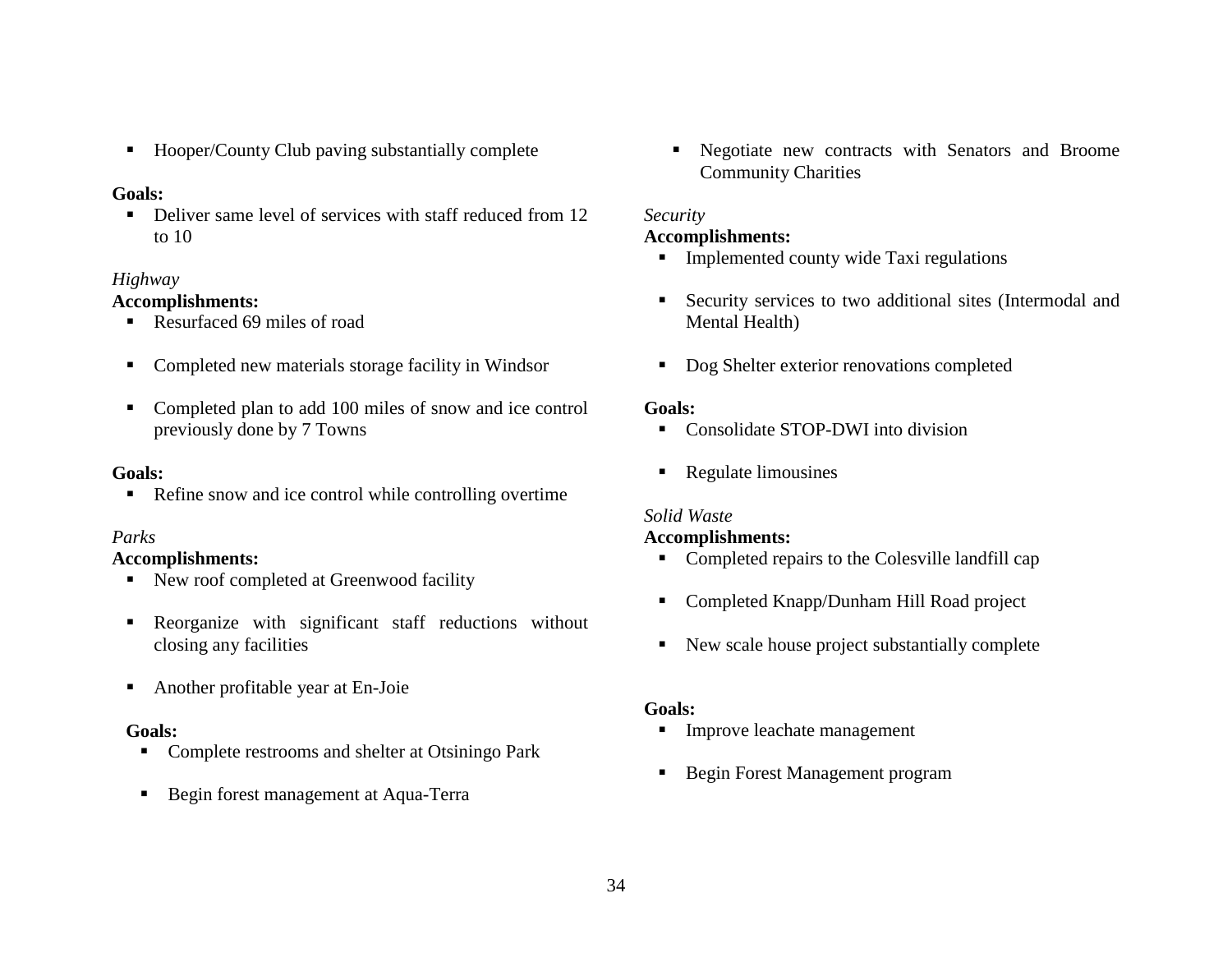- Hooper/County Club paving substantially complete

**Goals:**

- Deliver same level of services with staff reduced from 12 to 10

*Highway*

**Accomplishments:**

- Resurfaced 69 miles of road
- Completed new materials storage facility in Windsor
- Completed plan to add 100 miles of snow and ice control previously done by 7 Towns

**Goals:**

- Refine snow and ice control while controlling overtime

*Parks*

**Accomplishments:**

- New roof completed at Greenwood facility
- Reorganize with significant staff reductions without closing any facilities
- Another profitable year at En-Joie

**Goals:**

- Complete restrooms and shelter at Otsiningo Park
- Begin forest management at Aqua-Terra
- Negotiate new contracts with Senators and Broome Community Charities

*Security*

**Accomplishments:**

- Implemented county wide Taxi regulations
- Security services to two additional sites (Intermodal and Mental Health)
- Dog Shelter exterior renovations completed

**Goals:**

- Consolidate STOP-DWI into division
- Regulate limousines

*Solid Waste*

**Accomplishments:**

- Completed repairs to the Colesville landfill cap
- Completed Knapp/Dunham Hill Road project
- New scale house project substantially complete

**Goals:**

- Improve leachate management
- Begin Forest Management program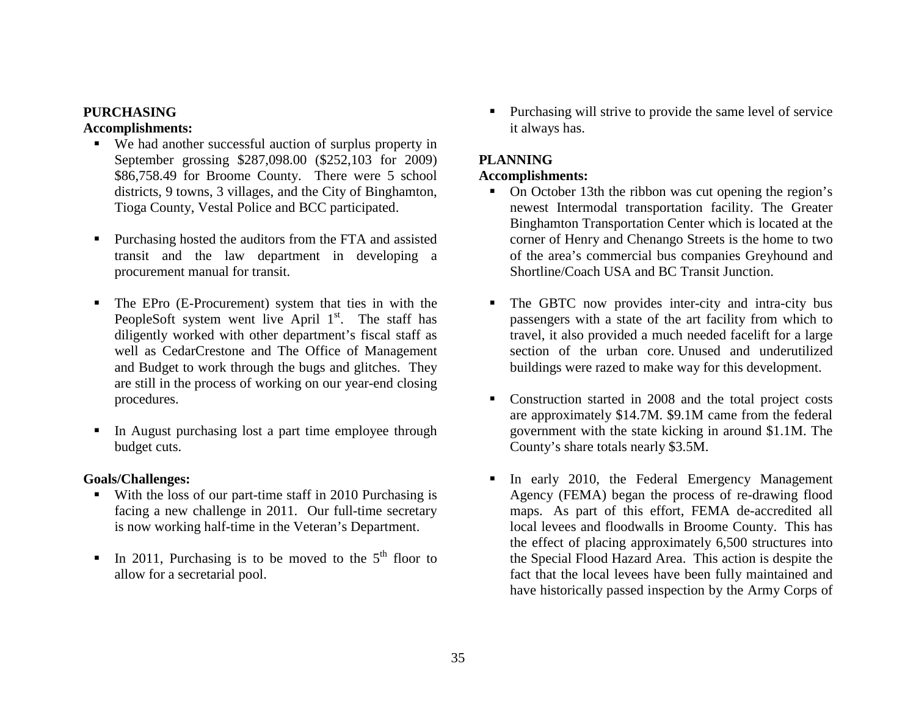**PURCHASING**

**Accomplishments:**

- We had another successful auction of surplus property in September grossing $287,098.00 ($252,103 for 2009) $86,758.49 for Broome County. There were 5 school districts, 9 towns, 3 villages, and the City of Binghamton, Tioga County, Vestal Police and BCC participated.

- Purchasing hosted the auditors from the FTA and assisted transit and the law department in developing a procurement manual for transit.

- The EPro (E-Procurement) system that ties in with the PeopleSoft system went live April 1st. The staff has diligently worked with other department's fiscal staff as well as CedarCrestone and The Office of Management and Budget to work through the bugs and glitches. They are still in the process of working on our year-end closing procedures.

- In August purchasing lost a part time employee through budget cuts.

**Goals/Challenges:**

- With the loss of our part-time staff in 2010 Purchasing is facing a new challenge in 2011. Our full-time secretary is now working half-time in the Veteran's Department.

- In 2011, Purchasing is to be moved to the 5th floor to allow for a secretarial pool.

- Purchasing will strive to provide the same level of service it always has.

**PLANNING**

**Accomplishments:**

- On October 13th the ribbon was cut opening the region's newest Intermodal transportation facility. The Greater Binghamton Transportation Center which is located at the corner of Henry and Chenango Streets is the home to two of the area's commercial bus companies Greyhound and Shortline/Coach USA and BC Transit Junction.

- The GBTC now provides inter-city and intra-city bus passengers with a state of the art facility from which to travel, it also provided a much needed facelift for a large section of the urban core. Unused and underutilized buildings were razed to make way for this development.

- Construction started in 2008 and the total project costs are approximately $14.7M. $9.1M came from the federal government with the state kicking in around $1.1M. The County's share totals nearly $3.5M.

- In early 2010, the Federal Emergency Management Agency (FEMA) began the process of re-drawing flood maps. As part of this effort, FEMA de-accredited all local levees and floodwalls in Broome County. This has the effect of placing approximately 6,500 structures into the Special Flood Hazard Area. This action is despite the fact that the local levees have been fully maintained and have historically passed inspection by the Army Corps of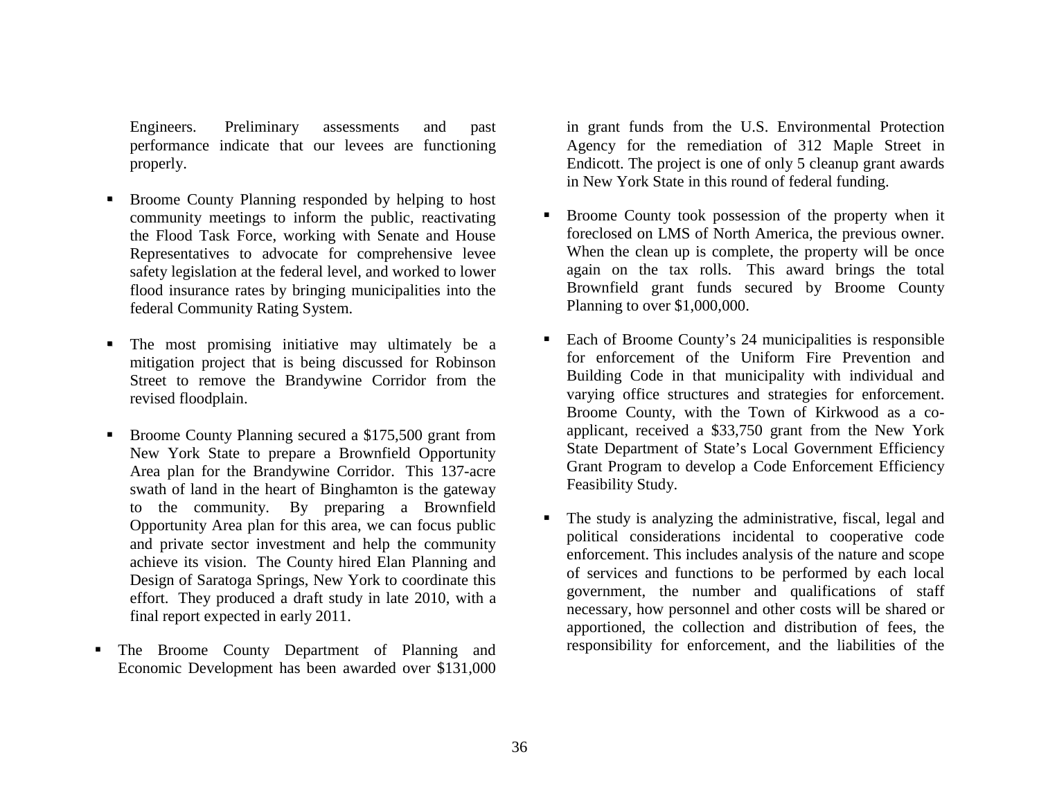Engineers. Preliminary assessments and past performance indicate that our levees are functioning properly.

- Broome County Planning responded by helping to host community meetings to inform the public, reactivating the Flood Task Force, working with Senate and House Representatives to advocate for comprehensive levee safety legislation at the federal level, and worked to lower flood insurance rates by bringing municipalities into the federal Community Rating System.

- The most promising initiative may ultimately be a mitigation project that is being discussed for Robinson Street to remove the Brandywine Corridor from the revised floodplain.

- Broome County Planning secured a $175,500 grant from New York State to prepare a Brownfield Opportunity Area plan for the Brandywine Corridor. This 137-acre swath of land in the heart of Binghamton is the gateway to the community. By preparing a Brownfield Opportunity Area plan for this area, we can focus public and private sector investment and help the community achieve its vision. The County hired Elan Planning and Design of Saratoga Springs, New York to coordinate this effort. They produced a draft study in late 2010, with a final report expected in early 2011.

- The Broome County Department of Planning and Economic Development has been awarded over $131,000 in grant funds from the U.S. Environmental Protection Agency for the remediation of 312 Maple Street in Endicott. The project is one of only 5 cleanup grant awards in New York State in this round of federal funding.

- Broome County took possession of the property when it foreclosed on LMS of North America, the previous owner. When the clean up is complete, the property will be once again on the tax rolls. This award brings the total Brownfield grant funds secured by Broome County Planning to over $1,000,000.

- Each of Broome County's 24 municipalities is responsible for enforcement of the Uniform Fire Prevention and Building Code in that municipality with individual and varying office structures and strategies for enforcement. Broome County, with the Town of Kirkwood as a co-applicant, received a $33,750 grant from the New York State Department of State's Local Government Efficiency Grant Program to develop a Code Enforcement Efficiency Feasibility Study.

- The study is analyzing the administrative, fiscal, legal and political considerations incidental to cooperative code enforcement. This includes analysis of the nature and scope of services and functions to be performed by each local government, the number and qualifications of staff necessary, how personnel and other costs will be shared or apportioned, the collection and distribution of fees, the responsibility for enforcement, and the liabilities of the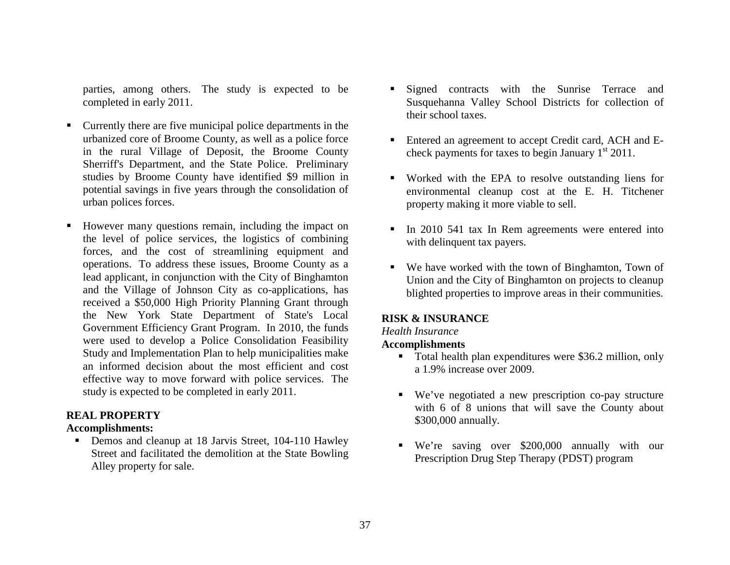parties, among others. The study is expected to be completed in early 2011.

- Currently there are five municipal police departments in the urbanized core of Broome County, as well as a police force in the rural Village of Deposit, the Broome County Sherriff's Department, and the State Police. Preliminary studies by Broome County have identified \$9 million in potential savings in five years through the consolidation of urban polices forces.

- However many questions remain, including the impact on the level of police services, the logistics of combining forces, and the cost of streamlining equipment and operations. To address these issues, Broome County as a lead applicant, in conjunction with the City of Binghamton and the Village of Johnson City as co-applications, has received a \$50,000 High Priority Planning Grant through the New York State Department of State's Local Government Efficiency Grant Program. In 2010, the funds were used to develop a Police Consolidation Feasibility Study and Implementation Plan to help municipalities make an informed decision about the most efficient and cost effective way to move forward with police services. The study is expected to be completed in early 2011.

**REAL PROPERTY**

**Accomplishments:**

- Demos and cleanup at 18 Jarvis Street, 104-110 Hawley Street and facilitated the demolition at the State Bowling Alley property for sale.

- Signed contracts with the Sunrise Terrace and Susquehanna Valley School Districts for collection of their school taxes.

- Entered an agreement to accept Credit card, ACH and E-check payments for taxes to begin January 1st 2011.

- Worked with the EPA to resolve outstanding liens for environmental cleanup cost at the E. H. Titchener property making it more viable to sell.

- In 2010 541 tax In Rem agreements were entered into with delinquent tax payers.

- We have worked with the town of Binghamton, Town of Union and the City of Binghamton on projects to cleanup blighted properties to improve areas in their communities.

**RISK & INSURANCE**

*Health Insurance*

**Accomplishments**

- Total health plan expenditures were \$36.2 million, only a 1.9% increase over 2009.

- We've negotiated a new prescription co-pay structure with 6 of 8 unions that will save the County about \$300,000 annually.

- We're saving over \$200,000 annually with our Prescription Drug Step Therapy (PDST) program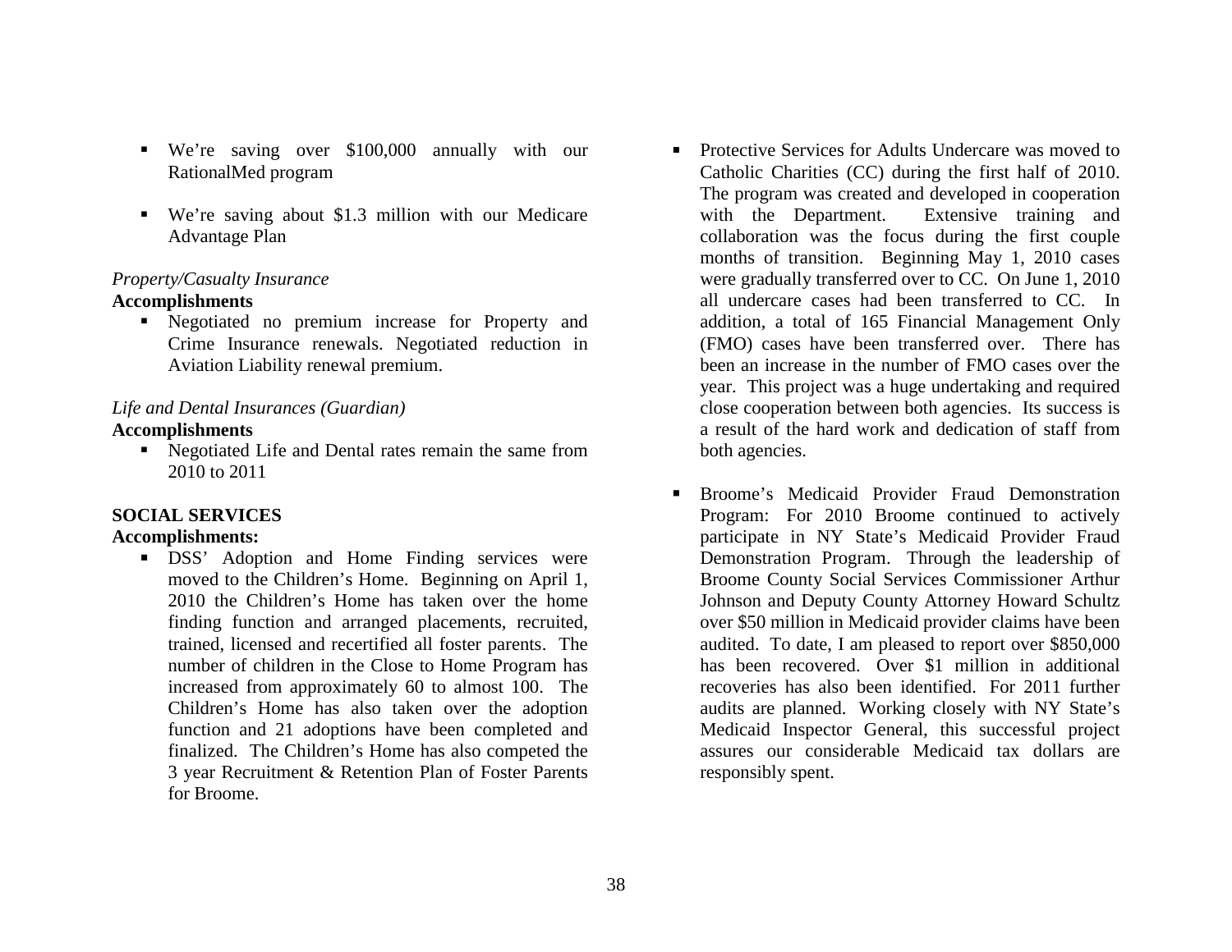- We're saving over $100,000 annually with our RationalMed program

- We're saving about $1.3 million with our Medicare Advantage Plan

*Property/Casualty Insurance*

**Accomplishments**

- Negotiated no premium increase for Property and Crime Insurance renewals. Negotiated reduction in Aviation Liability renewal premium.

*Life and Dental Insurances (Guardian)*

**Accomplishments**

- Negotiated Life and Dental rates remain the same from 2010 to 2011

**SOCIAL SERVICES**

**Accomplishments:**

- DSS' Adoption and Home Finding services were moved to the Children's Home. Beginning on April 1, 2010 the Children's Home has taken over the home finding function and arranged placements, recruited, trained, licensed and recertified all foster parents. The number of children in the Close to Home Program has increased from approximately 60 to almost 100. The Children's Home has also taken over the adoption function and 21 adoptions have been completed and finalized. The Children's Home has also competed the 3 year Recruitment & Retention Plan of Foster Parents for Broome.

- Protective Services for Adults Undercare was moved to Catholic Charities (CC) during the first half of 2010. The program was created and developed in cooperation with the Department. Extensive training and collaboration was the focus during the first couple months of transition. Beginning May 1, 2010 cases were gradually transferred over to CC. On June 1, 2010 all undercare cases had been transferred to CC. In addition, a total of 165 Financial Management Only (FMO) cases have been transferred over. There has been an increase in the number of FMO cases over the year. This project was a huge undertaking and required close cooperation between both agencies. Its success is a result of the hard work and dedication of staff from both agencies.

- Broome's Medicaid Provider Fraud Demonstration Program: For 2010 Broome continued to actively participate in NY State's Medicaid Provider Fraud Demonstration Program. Through the leadership of Broome County Social Services Commissioner Arthur Johnson and Deputy County Attorney Howard Schultz over $50 million in Medicaid provider claims have been audited. To date, I am pleased to report over $850,000 has been recovered. Over $1 million in additional recoveries has also been identified. For 2011 further audits are planned. Working closely with NY State's Medicaid Inspector General, this successful project assures our considerable Medicaid tax dollars are responsibly spent.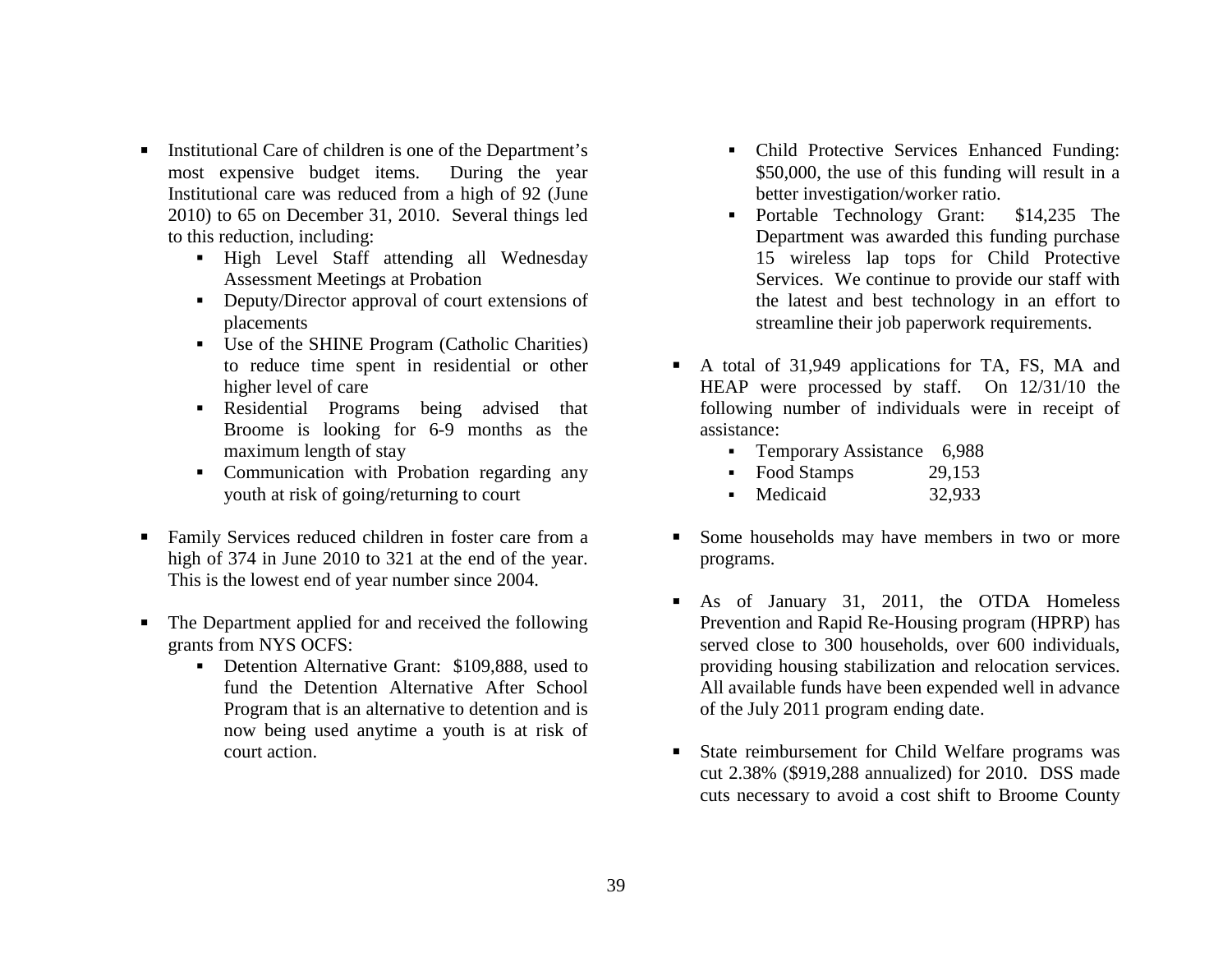- Institutional Care of children is one of the Department's most expensive budget items. During the year Institutional care was reduced from a high of 92 (June 2010) to 65 on December 31, 2010. Several things led to this reduction, including:
  - High Level Staff attending all Wednesday Assessment Meetings at Probation
  - Deputy/Director approval of court extensions of placements
  - Use of the SHINE Program (Catholic Charities) to reduce time spent in residential or other higher level of care
  - Residential Programs being advised that Broome is looking for 6-9 months as the maximum length of stay
  - Communication with Probation regarding any youth at risk of going/returning to court

- Family Services reduced children in foster care from a high of 374 in June 2010 to 321 at the end of the year. This is the lowest end of year number since 2004.

- The Department applied for and received the following grants from NYS OCFS:
  - Detention Alternative Grant: $109,888, used to fund the Detention Alternative After School Program that is an alternative to detention and is now being used anytime a youth is at risk of court action.
  - Child Protective Services Enhanced Funding: $50,000, the use of this funding will result in a better investigation/worker ratio.
  - Portable Technology Grant: $14,235 The Department was awarded this funding purchase 15 wireless lap tops for Child Protective Services. We continue to provide our staff with the latest and best technology in an effort to streamline their job paperwork requirements.

- A total of 31,949 applications for TA, FS, MA and HEAP were processed by staff. On 12/31/10 the following number of individuals were in receipt of assistance:
  - Temporary Assistance 6,988
  - Food Stamps 29,153
  - Medicaid 32,933

- Some households may have members in two or more programs.

- As of January 31, 2011, the OTDA Homeless Prevention and Rapid Re-Housing program (HPRP) has served close to 300 households, over 600 individuals, providing housing stabilization and relocation services. All available funds have been expended well in advance of the July 2011 program ending date.

- State reimbursement for Child Welfare programs was cut 2.38% ($919,288 annualized) for 2010. DSS made cuts necessary to avoid a cost shift to Broome County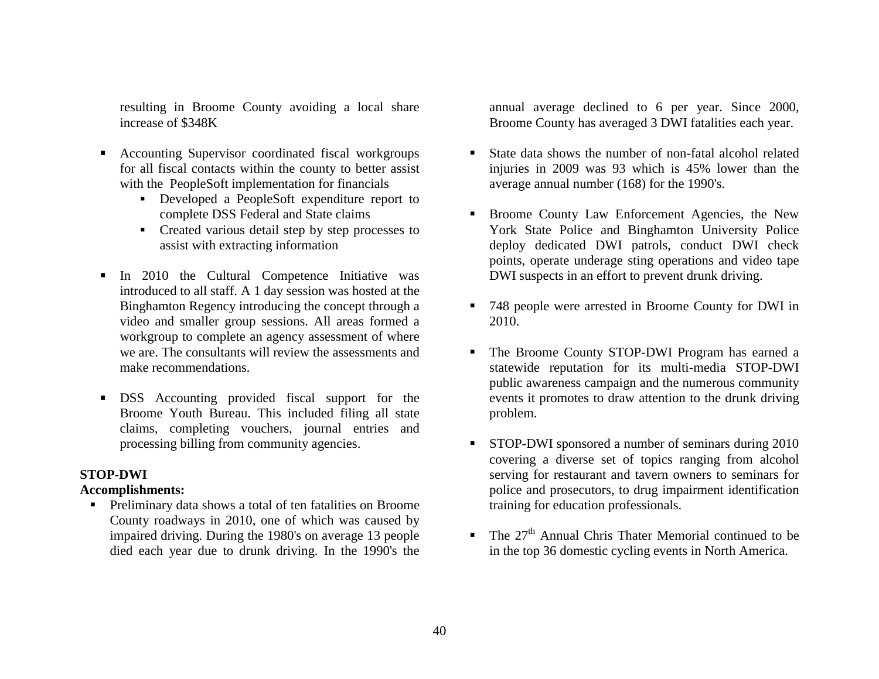resulting in Broome County avoiding a local share increase of $348K

- Accounting Supervisor coordinated fiscal workgroups for all fiscal contacts within the county to better assist with the PeopleSoft implementation for financials
  - Developed a PeopleSoft expenditure report to complete DSS Federal and State claims
  - Created various detail step by step processes to assist with extracting information
- In 2010 the Cultural Competence Initiative was introduced to all staff. A 1 day session was hosted at the Binghamton Regency introducing the concept through a video and smaller group sessions. All areas formed a workgroup to complete an agency assessment of where we are. The consultants will review the assessments and make recommendations.
- DSS Accounting provided fiscal support for the Broome Youth Bureau. This included filing all state claims, completing vouchers, journal entries and processing billing from community agencies.

**STOP-DWI**

**Accomplishments:**

- Preliminary data shows a total of ten fatalities on Broome County roadways in 2010, one of which was caused by impaired driving. During the 1980's on average 13 people died each year due to drunk driving. In the 1990's the annual average declined to 6 per year. Since 2000, Broome County has averaged 3 DWI fatalities each year.
- State data shows the number of non-fatal alcohol related injuries in 2009 was 93 which is 45% lower than the average annual number (168) for the 1990's.
- Broome County Law Enforcement Agencies, the New York State Police and Binghamton University Police deploy dedicated DWI patrols, conduct DWI check points, operate underage sting operations and video tape DWI suspects in an effort to prevent drunk driving.
- 748 people were arrested in Broome County for DWI in 2010.
- The Broome County STOP-DWI Program has earned a statewide reputation for its multi-media STOP-DWI public awareness campaign and the numerous community events it promotes to draw attention to the drunk driving problem.
- STOP-DWI sponsored a number of seminars during 2010 covering a diverse set of topics ranging from alcohol serving for restaurant and tavern owners to seminars for police and prosecutors, to drug impairment identification training for education professionals.
- The 27th Annual Chris Thater Memorial continued to be in the top 36 domestic cycling events in North America.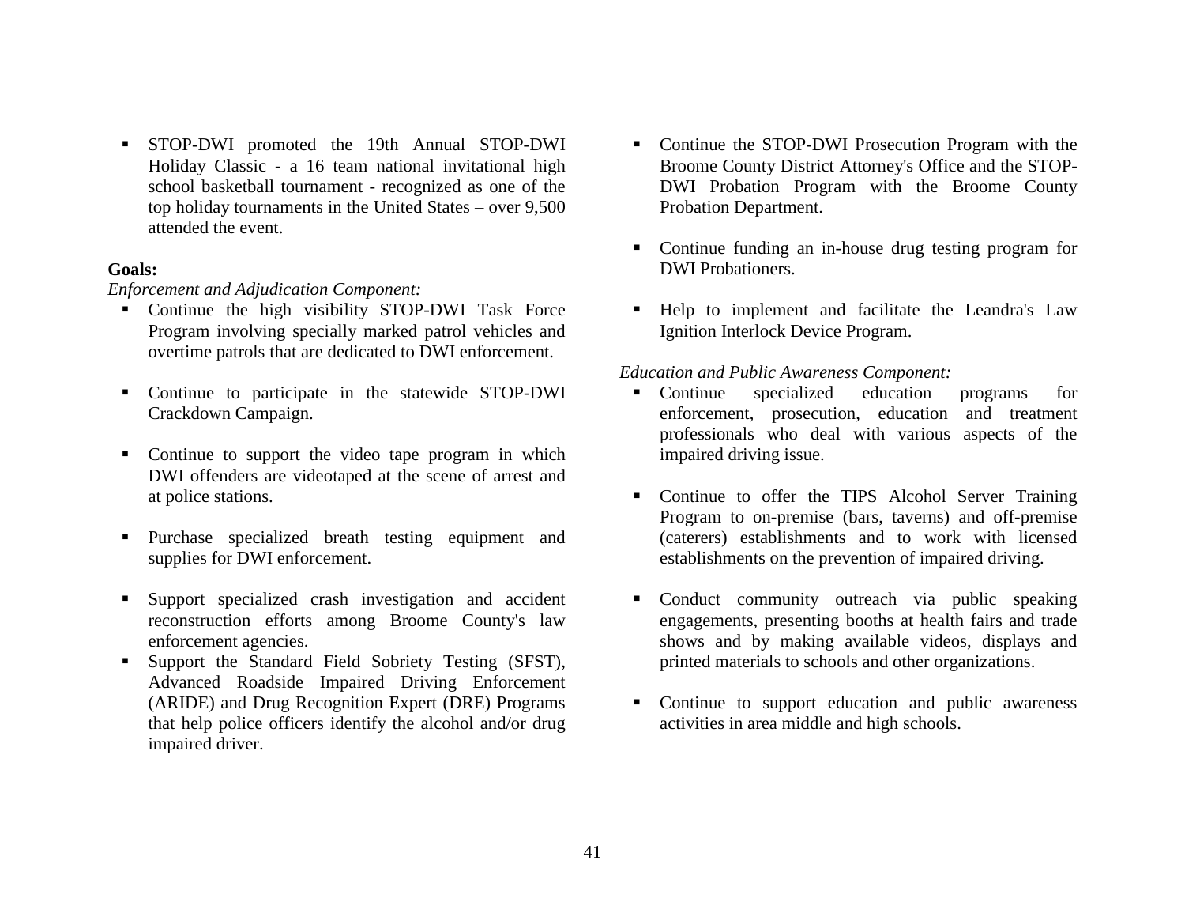- STOP-DWI promoted the 19th Annual STOP-DWI Holiday Classic - a 16 team national invitational high school basketball tournament - recognized as one of the top holiday tournaments in the United States – over 9,500 attended the event.

**Goals:**

*Enforcement and Adjudication Component:*

- Continue the high visibility STOP-DWI Task Force Program involving specially marked patrol vehicles and overtime patrols that are dedicated to DWI enforcement.

- Continue to participate in the statewide STOP-DWI Crackdown Campaign.

- Continue to support the video tape program in which DWI offenders are videotaped at the scene of arrest and at police stations.

- Purchase specialized breath testing equipment and supplies for DWI enforcement.

- Support specialized crash investigation and accident reconstruction efforts among Broome County's law enforcement agencies.
- Support the Standard Field Sobriety Testing (SFST), Advanced Roadside Impaired Driving Enforcement (ARIDE) and Drug Recognition Expert (DRE) Programs that help police officers identify the alcohol and/or drug impaired driver.

- Continue the STOP-DWI Prosecution Program with the Broome County District Attorney's Office and the STOP-DWI Probation Program with the Broome County Probation Department.

- Continue funding an in-house drug testing program for DWI Probationers.

- Help to implement and facilitate the Leandra's Law Ignition Interlock Device Program.

*Education and Public Awareness Component:*

- Continue specialized education programs for enforcement, prosecution, education and treatment professionals who deal with various aspects of the impaired driving issue.

- Continue to offer the TIPS Alcohol Server Training Program to on-premise (bars, taverns) and off-premise (caterers) establishments and to work with licensed establishments on the prevention of impaired driving.

- Conduct community outreach via public speaking engagements, presenting booths at health fairs and trade shows and by making available videos, displays and printed materials to schools and other organizations.

- Continue to support education and public awareness activities in area middle and high schools.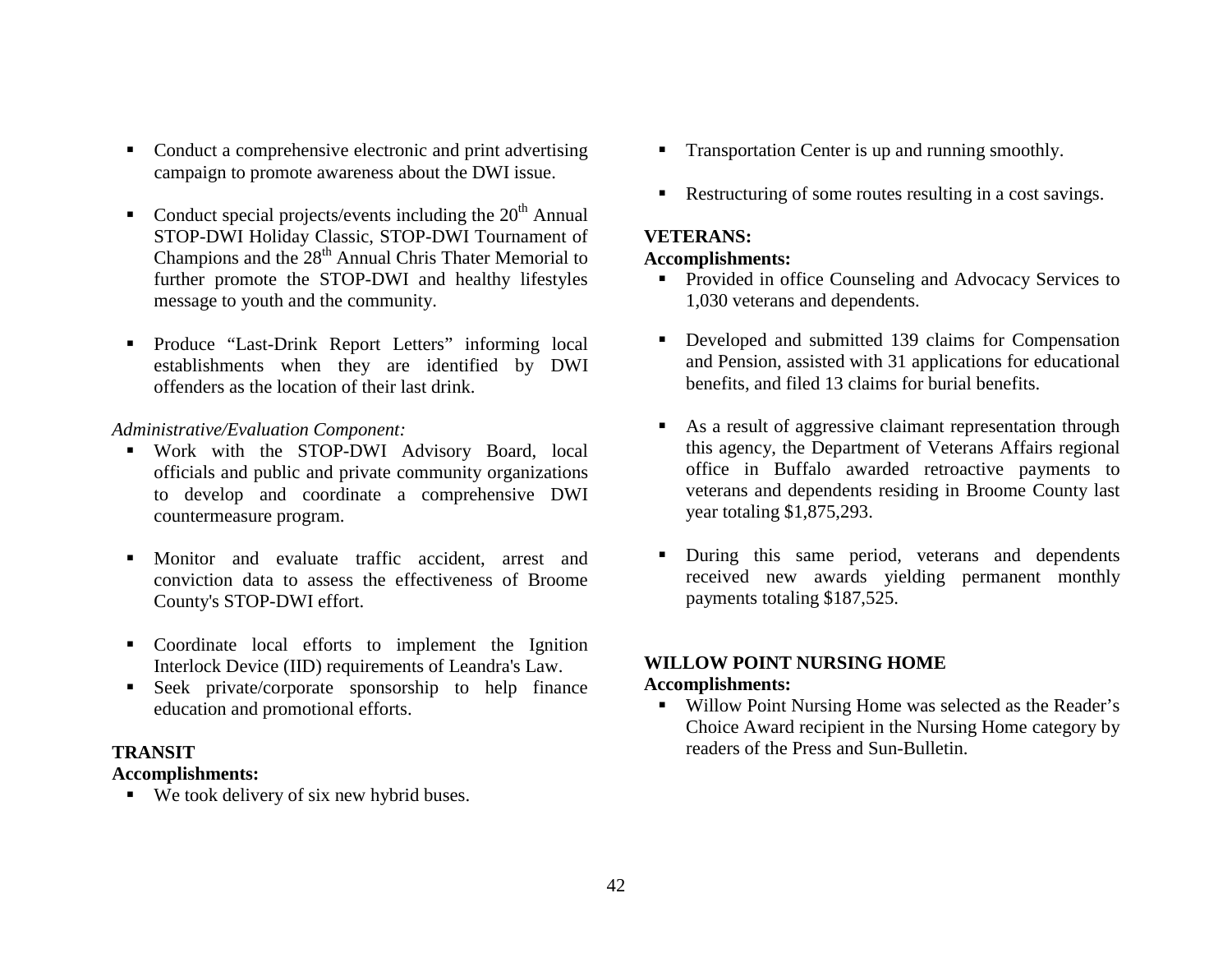- Conduct a comprehensive electronic and print advertising campaign to promote awareness about the DWI issue.

- Conduct special projects/events including the 20th Annual STOP-DWI Holiday Classic, STOP-DWI Tournament of Champions and the 28th Annual Chris Thater Memorial to further promote the STOP-DWI and healthy lifestyles message to youth and the community.

- Produce "Last-Drink Report Letters" informing local establishments when they are identified by DWI offenders as the location of their last drink.

*Administrative/Evaluation Component:*

- Work with the STOP-DWI Advisory Board, local officials and public and private community organizations to develop and coordinate a comprehensive DWI countermeasure program.

- Monitor and evaluate traffic accident, arrest and conviction data to assess the effectiveness of Broome County's STOP-DWI effort.

- Coordinate local efforts to implement the Ignition Interlock Device (IID) requirements of Leandra's Law.
- Seek private/corporate sponsorship to help finance education and promotional efforts.

**TRANSIT**

**Accomplishments:**

- We took delivery of six new hybrid buses.

- Transportation Center is up and running smoothly.

- Restructuring of some routes resulting in a cost savings.

**VETERANS:**

**Accomplishments:**

- Provided in office Counseling and Advocacy Services to 1,030 veterans and dependents.

- Developed and submitted 139 claims for Compensation and Pension, assisted with 31 applications for educational benefits, and filed 13 claims for burial benefits.

- As a result of aggressive claimant representation through this agency, the Department of Veterans Affairs regional office in Buffalo awarded retroactive payments to veterans and dependents residing in Broome County last year totaling $1,875,293.

- During this same period, veterans and dependents received new awards yielding permanent monthly payments totaling $187,525.

**WILLOW POINT NURSING HOME**

**Accomplishments:**

- Willow Point Nursing Home was selected as the Reader's Choice Award recipient in the Nursing Home category by readers of the Press and Sun-Bulletin.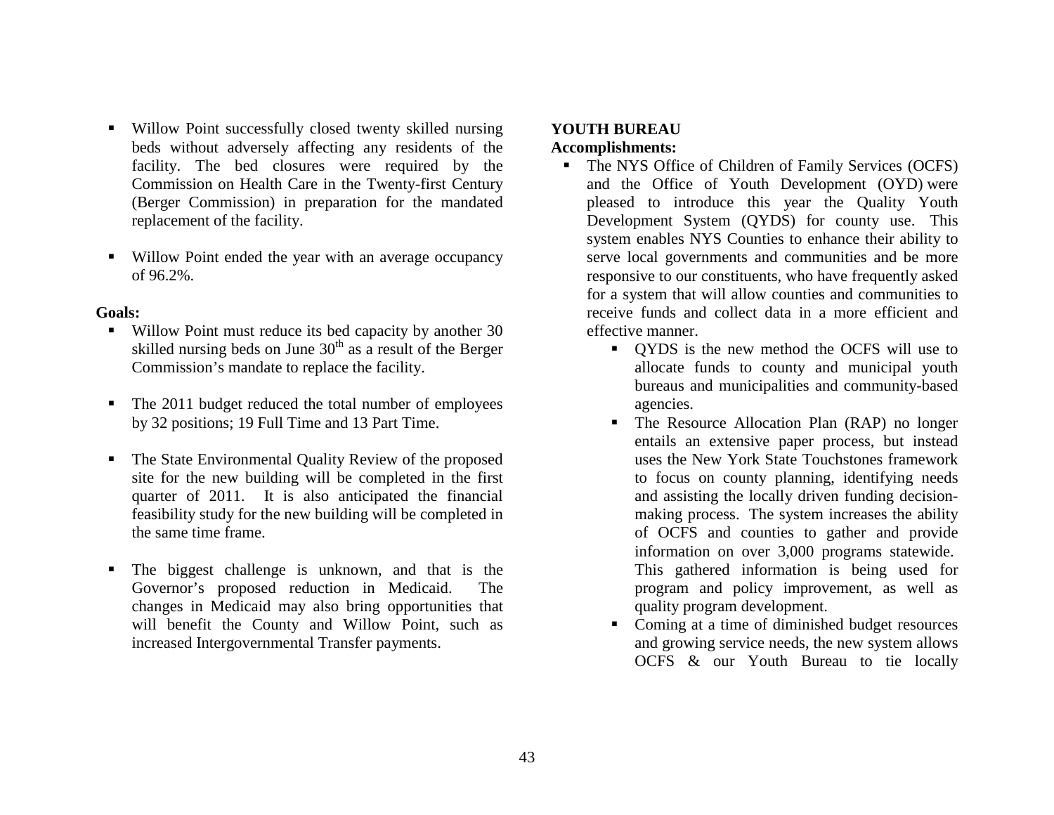- Willow Point successfully closed twenty skilled nursing beds without adversely affecting any residents of the facility. The bed closures were required by the Commission on Health Care in the Twenty-first Century (Berger Commission) in preparation for the mandated replacement of the facility.

- Willow Point ended the year with an average occupancy of 96.2%.

**Goals:**

- Willow Point must reduce its bed capacity by another 30 skilled nursing beds on June 30th as a result of the Berger Commission's mandate to replace the facility.

- The 2011 budget reduced the total number of employees by 32 positions; 19 Full Time and 13 Part Time.

- The State Environmental Quality Review of the proposed site for the new building will be completed in the first quarter of 2011. It is also anticipated the financial feasibility study for the new building will be completed in the same time frame.

- The biggest challenge is unknown, and that is the Governor's proposed reduction in Medicaid. The changes in Medicaid may also bring opportunities that will benefit the County and Willow Point, such as increased Intergovernmental Transfer payments.

**YOUTH BUREAU**

**Accomplishments:**

- The NYS Office of Children of Family Services (OCFS) and the Office of Youth Development (OYD) were pleased to introduce this year the Quality Youth Development System (QYDS) for county use. This system enables NYS Counties to enhance their ability to serve local governments and communities and be more responsive to our constituents, who have frequently asked for a system that will allow counties and communities to receive funds and collect data in a more efficient and effective manner.
  - QYDS is the new method the OCFS will use to allocate funds to county and municipal youth bureaus and municipalities and community-based agencies.
  - The Resource Allocation Plan (RAP) no longer entails an extensive paper process, but instead uses the New York State Touchstones framework to focus on county planning, identifying needs and assisting the locally driven funding decision-making process. The system increases the ability of OCFS and counties to gather and provide information on over 3,000 programs statewide. This gathered information is being used for program and policy improvement, as well as quality program development.
  - Coming at a time of diminished budget resources and growing service needs, the new system allows OCFS & our Youth Bureau to tie locally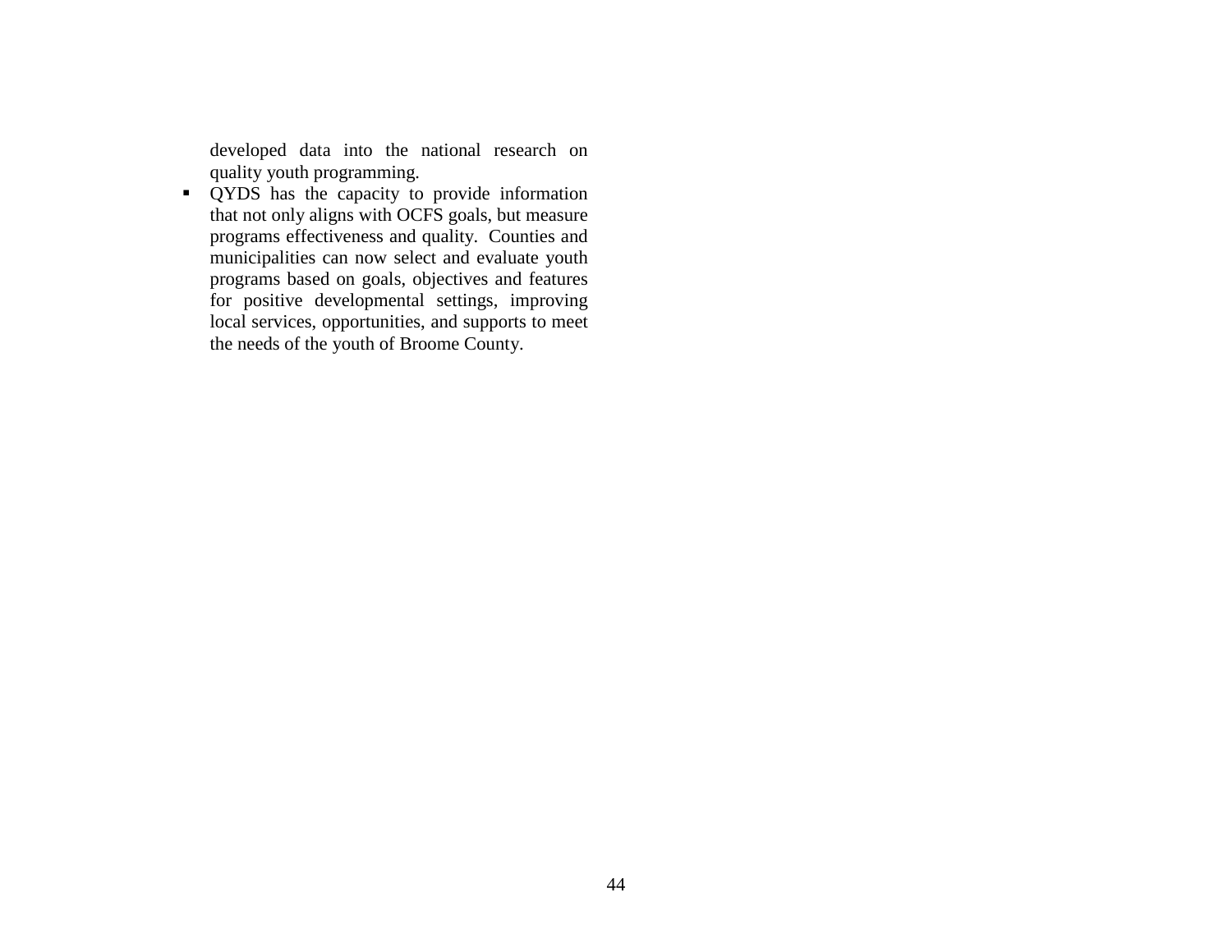developed data into the national research on quality youth programming.

- QYDS has the capacity to provide information that not only aligns with OCFS goals, but measure programs effectiveness and quality. Counties and municipalities can now select and evaluate youth programs based on goals, objectives and features for positive developmental settings, improving local services, opportunities, and supports to meet the needs of the youth of Broome County.